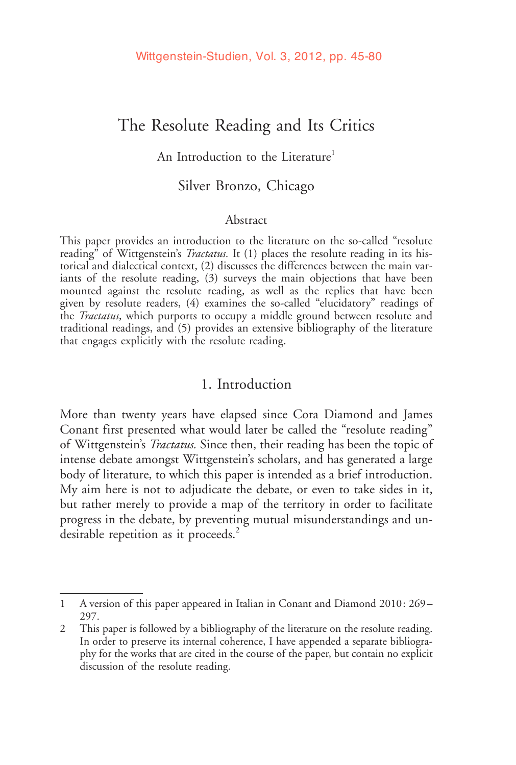# The Resolute Reading and Its Critics

## An Introduction to the Literature[1]

Silver Bronzo, Chicago

### Abstract

This paper provides an introduction to the literature on the so-called "resolute reading" of Wittgenstein's *Tractatus.* It (1) places the resolute reading in its historical and dialectical context, (2) discusses the differences between the main variants of the resolute reading, (3) surveys the main objections that have been mounted against the resolute reading, as well as the replies that have been given by resolute readers, (4) examines the so-called "elucidatory" readings of the *Tractatus*, which purports to occupy a middle ground between resolute and traditional readings, and (5) provides an extensive bibliography of the literature that engages explicitly with the resolute reading.

## 1. Introduction

More than twenty years have elapsed since Cora Diamond and James Conant first presented what would later be called the "resolute reading" of Wittgenstein's *Tractatus.* Since then, their reading has been the topic of intense debate amongst Wittgenstein's scholars, and has generated a large body of literature, to which this paper is intended as a brief introduction. My aim here is not to adjudicate the debate, or even to take sides in it, but rather merely to provide a map of the territory in order to facilitate progress in the debate, by preventing mutual misunderstandings and undesirable repetition as it proceeds.[2]

---

1 A version of this paper appeared in Italian in Conant and Diamond 2010: 269–297.

2 This paper is followed by a bibliography of the literature on the resolute reading. In order to preserve its internal coherence, I have appended a separate bibliography for the works that are cited in the course of the paper, but contain no explicit discussion of the resolute reading.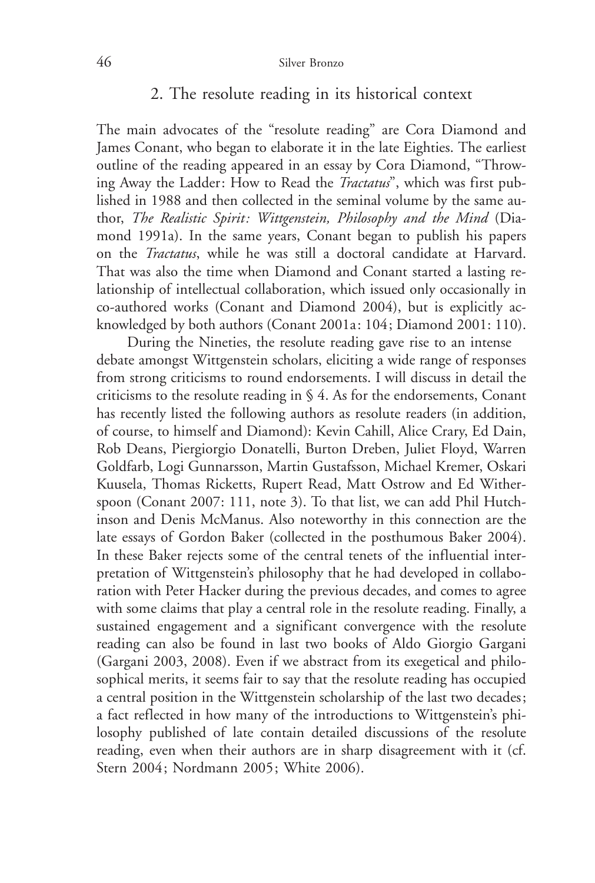## 2. The resolute reading in its historical context

The main advocates of the "resolute reading" are Cora Diamond and James Conant, who began to elaborate it in the late Eighties. The earliest outline of the reading appeared in an essay by Cora Diamond, "Throwing Away the Ladder: How to Read the *Tractatus*", which was first published in 1988 and then collected in the seminal volume by the same author, *The Realistic Spirit: Wittgenstein, Philosophy and the Mind* (Diamond 1991a). In the same years, Conant began to publish his papers on the *Tractatus*, while he was still a doctoral candidate at Harvard. That was also the time when Diamond and Conant started a lasting relationship of intellectual collaboration, which issued only occasionally in co-authored works (Conant and Diamond 2004), but is explicitly acknowledged by both authors (Conant 2001a: 104; Diamond 2001: 110).

During the Nineties, the resolute reading gave rise to an intense debate amongst Wittgenstein scholars, eliciting a wide range of responses from strong criticisms to round endorsements. I will discuss in detail the criticisms to the resolute reading in § 4. As for the endorsements, Conant has recently listed the following authors as resolute readers (in addition, of course, to himself and Diamond): Kevin Cahill, Alice Crary, Ed Dain, Rob Deans, Piergiorgio Donatelli, Burton Dreben, Juliet Floyd, Warren Goldfarb, Logi Gunnarsson, Martin Gustafsson, Michael Kremer, Oskari Kuusela, Thomas Ricketts, Rupert Read, Matt Ostrow and Ed Witherspoon (Conant 2007: 111, note 3). To that list, we can add Phil Hutchinson and Denis McManus. Also noteworthy in this connection are the late essays of Gordon Baker (collected in the posthumous Baker 2004). In these Baker rejects some of the central tenets of the influential interpretation of Wittgenstein's philosophy that he had developed in collaboration with Peter Hacker during the previous decades, and comes to agree with some claims that play a central role in the resolute reading. Finally, a sustained engagement and a significant convergence with the resolute reading can also be found in last two books of Aldo Giorgio Gargani (Gargani 2003, 2008). Even if we abstract from its exegetical and philosophical merits, it seems fair to say that the resolute reading has occupied a central position in the Wittgenstein scholarship of the last two decades; a fact reflected in how many of the introductions to Wittgenstein's philosophy published of late contain detailed discussions of the resolute reading, even when their authors are in sharp disagreement with it (cf. Stern 2004; Nordmann 2005; White 2006).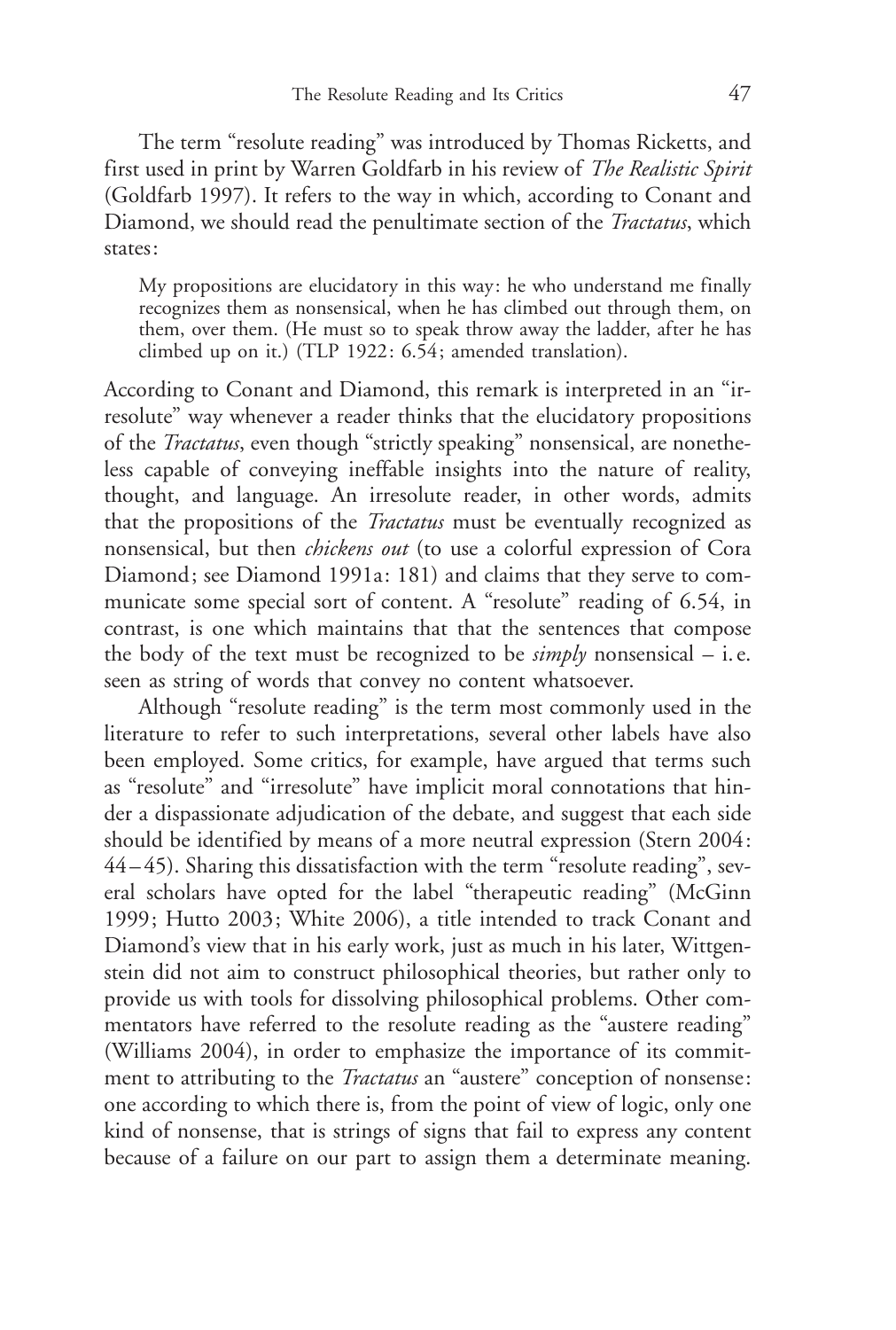The term "resolute reading" was introduced by Thomas Ricketts, and first used in print by Warren Goldfarb in his review of *The Realistic Spirit* (Goldfarb 1997). It refers to the way in which, according to Conant and Diamond, we should read the penultimate section of the *Tractatus*, which states:

> My propositions are elucidatory in this way: he who understand me finally recognizes them as nonsensical, when he has climbed out through them, on them, over them. (He must so to speak throw away the ladder, after he has climbed up on it.) (TLP 1922: 6.54; amended translation).

According to Conant and Diamond, this remark is interpreted in an "irresolute" way whenever a reader thinks that the elucidatory propositions of the *Tractatus*, even though "strictly speaking" nonsensical, are nonetheless capable of conveying ineffable insights into the nature of reality, thought, and language. An irresolute reader, in other words, admits that the propositions of the *Tractatus* must be eventually recognized as nonsensical, but then *chickens out* (to use a colorful expression of Cora Diamond; see Diamond 1991a: 181) and claims that they serve to communicate some special sort of content. A "resolute" reading of 6.54, in contrast, is one which maintains that that the sentences that compose the body of the text must be recognized to be *simply* nonsensical – i. e. seen as string of words that convey no content whatsoever.

Although "resolute reading" is the term most commonly used in the literature to refer to such interpretations, several other labels have also been employed. Some critics, for example, have argued that terms such as "resolute" and "irresolute" have implicit moral connotations that hinder a dispassionate adjudication of the debate, and suggest that each side should be identified by means of a more neutral expression (Stern 2004: 44–45). Sharing this dissatisfaction with the term "resolute reading", several scholars have opted for the label "therapeutic reading" (McGinn 1999; Hutto 2003; White 2006), a title intended to track Conant and Diamond's view that in his early work, just as much in his later, Wittgenstein did not aim to construct philosophical theories, but rather only to provide us with tools for dissolving philosophical problems. Other commentators have referred to the resolute reading as the "austere reading" (Williams 2004), in order to emphasize the importance of its commitment to attributing to the *Tractatus* an "austere" conception of nonsense: one according to which there is, from the point of view of logic, only one kind of nonsense, that is strings of signs that fail to express any content because of a failure on our part to assign them a determinate meaning.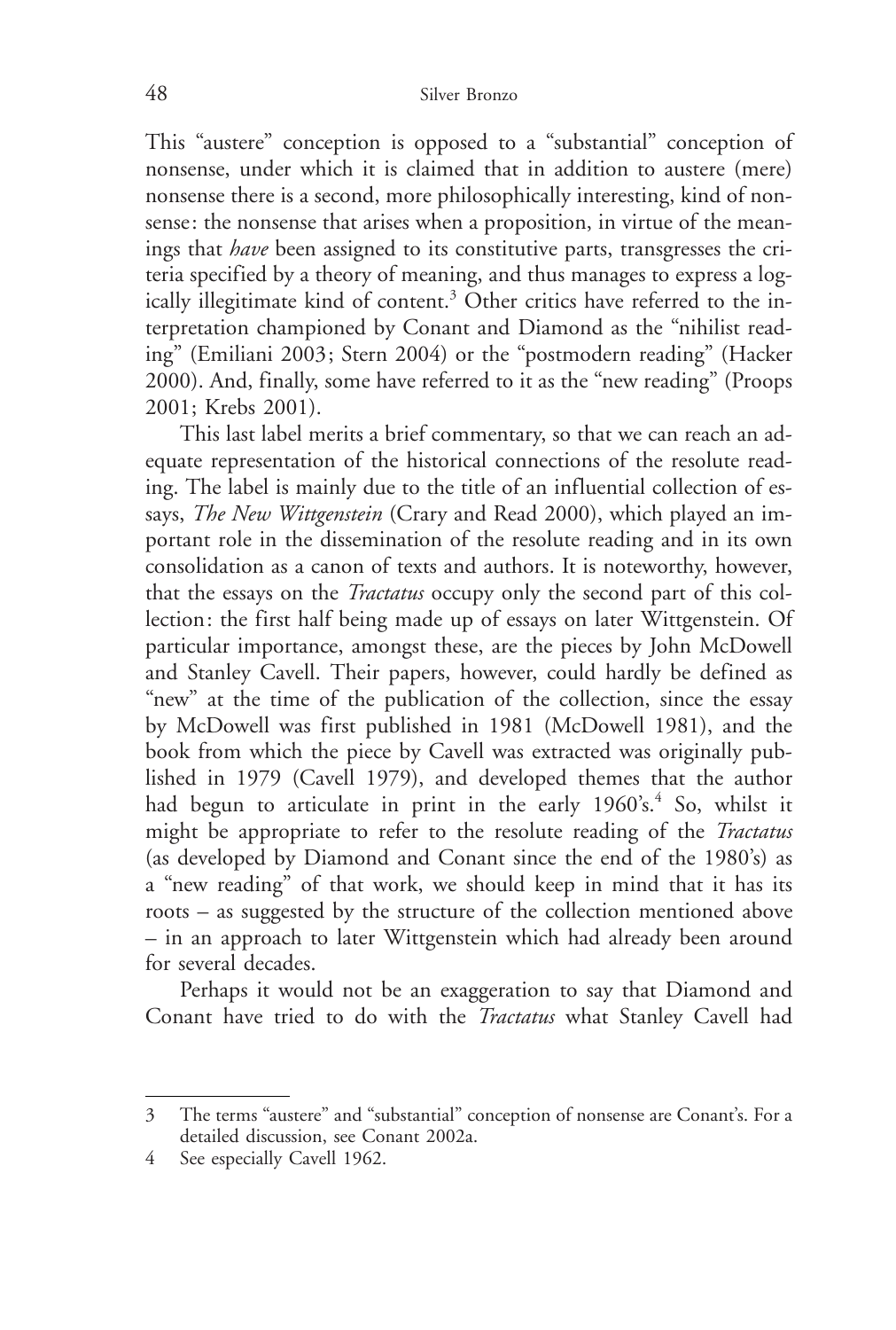This "austere" conception is opposed to a "substantial" conception of nonsense, under which it is claimed that in addition to austere (mere) nonsense there is a second, more philosophically interesting, kind of nonsense: the nonsense that arises when a proposition, in virtue of the meanings that *have* been assigned to its constitutive parts, transgresses the criteria specified by a theory of meaning, and thus manages to express a logically illegitimate kind of content.[3] Other critics have referred to the interpretation championed by Conant and Diamond as the "nihilist reading" (Emiliani 2003; Stern 2004) or the "postmodern reading" (Hacker 2000). And, finally, some have referred to it as the "new reading" (Proops 2001; Krebs 2001).

This last label merits a brief commentary, so that we can reach an adequate representation of the historical connections of the resolute reading. The label is mainly due to the title of an influential collection of essays, *The New Wittgenstein* (Crary and Read 2000), which played an important role in the dissemination of the resolute reading and in its own consolidation as a canon of texts and authors. It is noteworthy, however, that the essays on the *Tractatus* occupy only the second part of this collection: the first half being made up of essays on later Wittgenstein. Of particular importance, amongst these, are the pieces by John McDowell and Stanley Cavell. Their papers, however, could hardly be defined as "new" at the time of the publication of the collection, since the essay by McDowell was first published in 1981 (McDowell 1981), and the book from which the piece by Cavell was extracted was originally published in 1979 (Cavell 1979), and developed themes that the author had begun to articulate in print in the early 1960's.[4] So, whilst it might be appropriate to refer to the resolute reading of the *Tractatus* (as developed by Diamond and Conant since the end of the 1980's) as a "new reading" of that work, we should keep in mind that it has its roots – as suggested by the structure of the collection mentioned above – in an approach to later Wittgenstein which had already been around for several decades.

Perhaps it would not be an exaggeration to say that Diamond and Conant have tried to do with the *Tractatus* what Stanley Cavell had

---

3 The terms "austere" and "substantial" conception of nonsense are Conant's. For a detailed discussion, see Conant 2002a.

4 See especially Cavell 1962.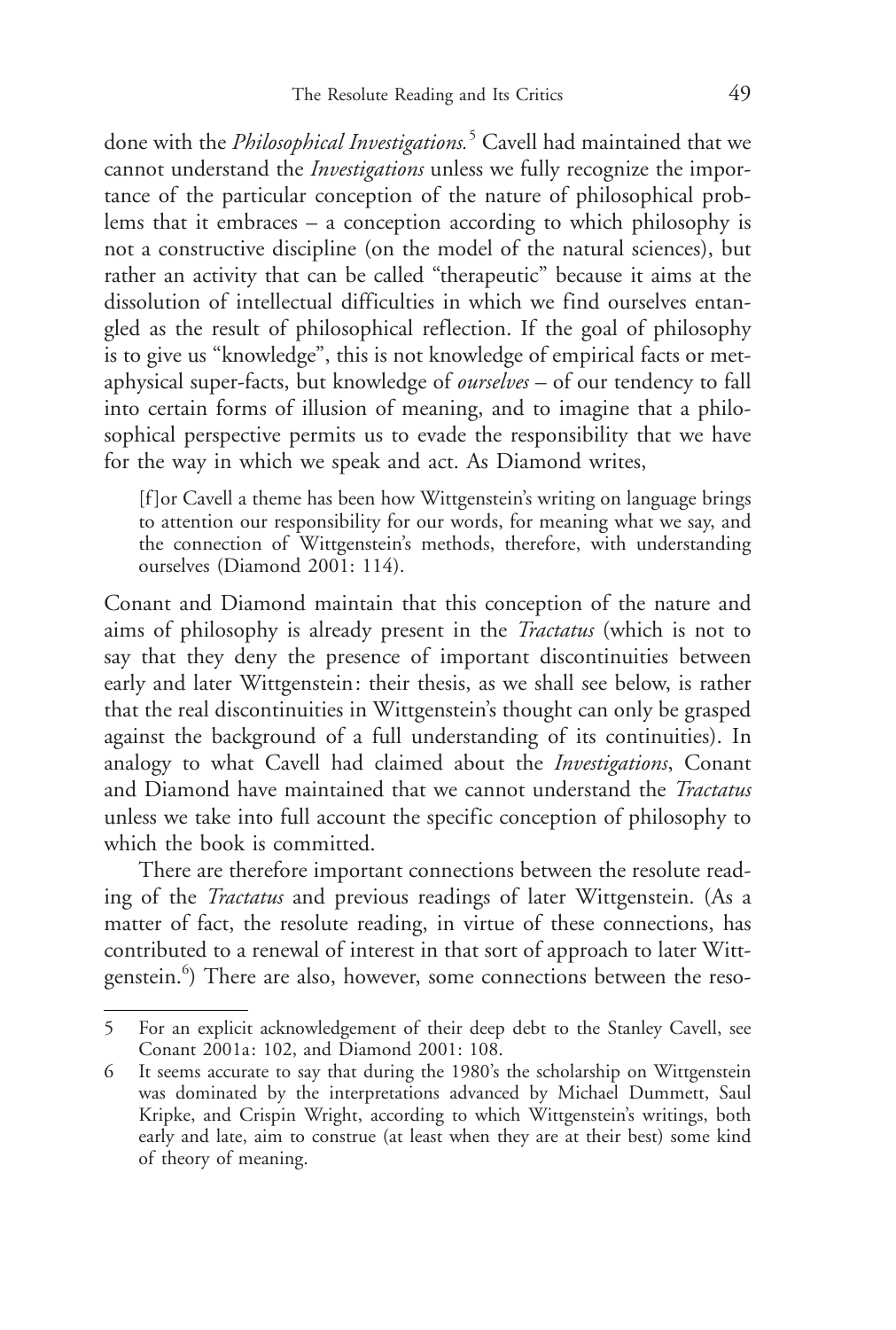done with the *Philosophical Investigations.*[5] Cavell had maintained that we cannot understand the *Investigations* unless we fully recognize the importance of the particular conception of the nature of philosophical problems that it embraces – a conception according to which philosophy is not a constructive discipline (on the model of the natural sciences), but rather an activity that can be called "therapeutic" because it aims at the dissolution of intellectual difficulties in which we find ourselves entangled as the result of philosophical reflection. If the goal of philosophy is to give us "knowledge", this is not knowledge of empirical facts or metaphysical super-facts, but knowledge of *ourselves* – of our tendency to fall into certain forms of illusion of meaning, and to imagine that a philosophical perspective permits us to evade the responsibility that we have for the way in which we speak and act. As Diamond writes,

> [f]or Cavell a theme has been how Wittgenstein's writing on language brings to attention our responsibility for our words, for meaning what we say, and the connection of Wittgenstein's methods, therefore, with understanding ourselves (Diamond 2001: 114).

Conant and Diamond maintain that this conception of the nature and aims of philosophy is already present in the *Tractatus* (which is not to say that they deny the presence of important discontinuities between early and later Wittgenstein: their thesis, as we shall see below, is rather that the real discontinuities in Wittgenstein's thought can only be grasped against the background of a full understanding of its continuities). In analogy to what Cavell had claimed about the *Investigations*, Conant and Diamond have maintained that we cannot understand the *Tractatus* unless we take into full account the specific conception of philosophy to which the book is committed.

There are therefore important connections between the resolute reading of the *Tractatus* and previous readings of later Wittgenstein. (As a matter of fact, the resolute reading, in virtue of these connections, has contributed to a renewal of interest in that sort of approach to later Wittgenstein.[6]) There are also, however, some connections between the reso-

---

5 For an explicit acknowledgement of their deep debt to the Stanley Cavell, see Conant 2001a: 102, and Diamond 2001: 108.

6 It seems accurate to say that during the 1980's the scholarship on Wittgenstein was dominated by the interpretations advanced by Michael Dummett, Saul Kripke, and Crispin Wright, according to which Wittgenstein's writings, both early and late, aim to construe (at least when they are at their best) some kind of theory of meaning.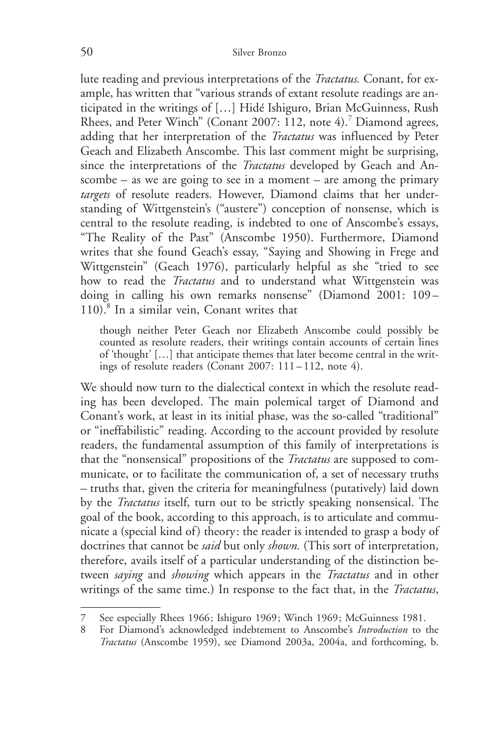lute reading and previous interpretations of the *Tractatus.* Conant, for example, has written that "various strands of extant resolute readings are anticipated in the writings of […] Hidé Ishiguro, Brian McGuinness, Rush Rhees, and Peter Winch" (Conant 2007: 112, note 4).[7] Diamond agrees, adding that her interpretation of the *Tractatus* was influenced by Peter Geach and Elizabeth Anscombe. This last comment might be surprising, since the interpretations of the *Tractatus* developed by Geach and Anscombe – as we are going to see in a moment – are among the primary *targets* of resolute readers. However, Diamond claims that her understanding of Wittgenstein's ("austere") conception of nonsense, which is central to the resolute reading, is indebted to one of Anscombe's essays, "The Reality of the Past" (Anscombe 1950). Furthermore, Diamond writes that she found Geach's essay, "Saying and Showing in Frege and Wittgenstein" (Geach 1976), particularly helpful as she "tried to see how to read the *Tractatus* and to understand what Wittgenstein was doing in calling his own remarks nonsense" (Diamond 2001: 109–110).[8] In a similar vein, Conant writes that

> though neither Peter Geach nor Elizabeth Anscombe could possibly be counted as resolute readers, their writings contain accounts of certain lines of 'thought' […] that anticipate themes that later become central in the writings of resolute readers (Conant 2007: 111–112, note 4).

We should now turn to the dialectical context in which the resolute reading has been developed. The main polemical target of Diamond and Conant's work, at least in its initial phase, was the so-called "traditional" or "ineffabilistic" reading. According to the account provided by resolute readers, the fundamental assumption of this family of interpretations is that the "nonsensical" propositions of the *Tractatus* are supposed to communicate, or to facilitate the communication of, a set of necessary truths – truths that, given the criteria for meaningfulness (putatively) laid down by the *Tractatus* itself, turn out to be strictly speaking nonsensical. The goal of the book, according to this approach, is to articulate and communicate a (special kind of) theory: the reader is intended to grasp a body of doctrines that cannot be *said* but only *shown.* (This sort of interpretation, therefore, avails itself of a particular understanding of the distinction between *saying* and *showing* which appears in the *Tractatus* and in other writings of the same time.) In response to the fact that, in the *Tractatus*,

---

7 See especially Rhees 1966; Ishiguro 1969; Winch 1969; McGuinness 1981.

8 For Diamond's acknowledged indebtement to Anscombe's *Introduction* to the *Tractatus* (Anscombe 1959), see Diamond 2003a, 2004a, and forthcoming, b.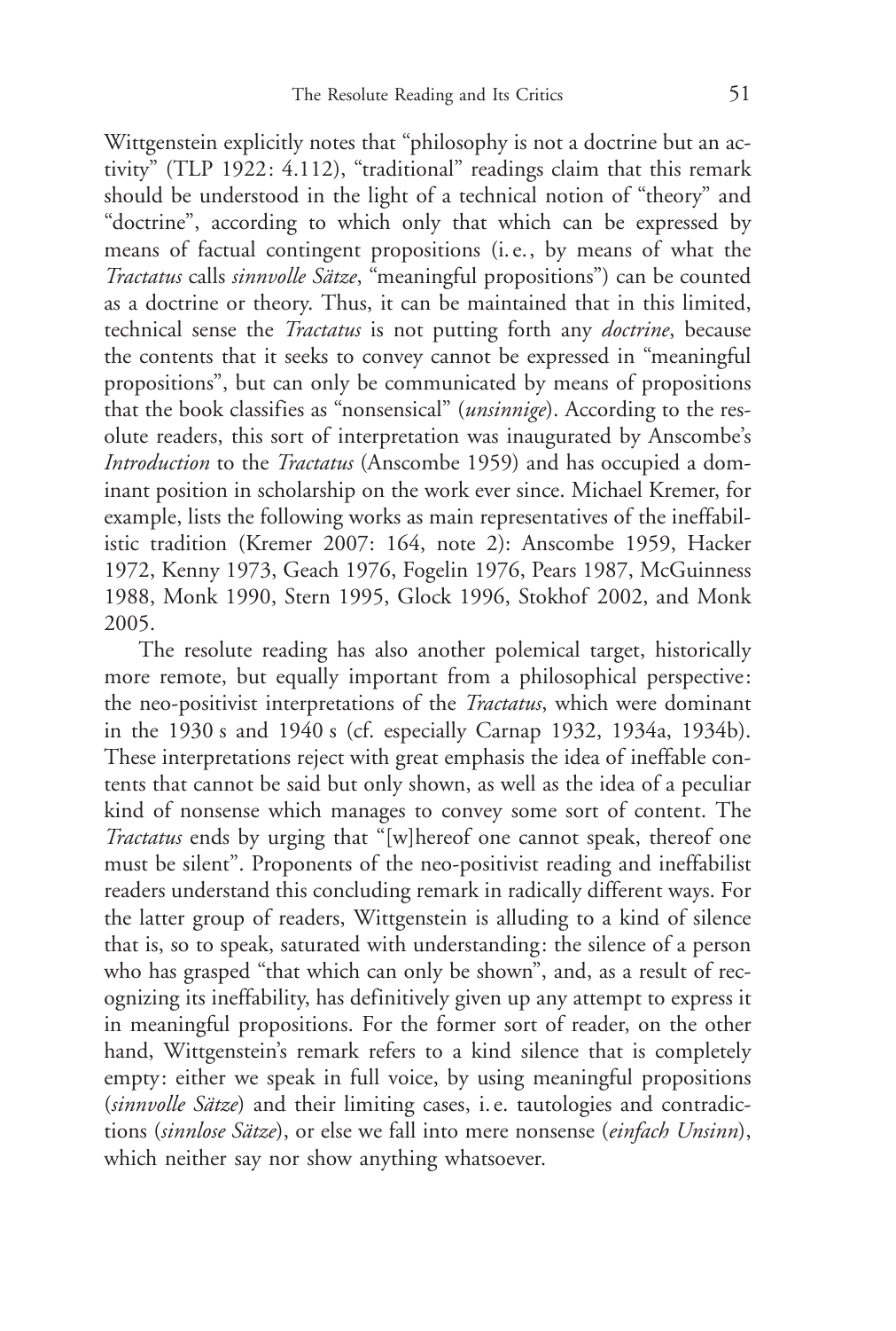Wittgenstein explicitly notes that "philosophy is not a doctrine but an activity" (TLP 1922: 4.112), "traditional" readings claim that this remark should be understood in the light of a technical notion of "theory" and "doctrine", according to which only that which can be expressed by means of factual contingent propositions (i.e., by means of what the *Tractatus* calls *sinnvolle Sätze*, "meaningful propositions") can be counted as a doctrine or theory. Thus, it can be maintained that in this limited, technical sense the *Tractatus* is not putting forth any *doctrine*, because the contents that it seeks to convey cannot be expressed in "meaningful propositions", but can only be communicated by means of propositions that the book classifies as "nonsensical" (*unsinnige*). According to the resolute readers, this sort of interpretation was inaugurated by Anscombe's *Introduction* to the *Tractatus* (Anscombe 1959) and has occupied a dominant position in scholarship on the work ever since. Michael Kremer, for example, lists the following works as main representatives of the ineffabilistic tradition (Kremer 2007: 164, note 2): Anscombe 1959, Hacker 1972, Kenny 1973, Geach 1976, Fogelin 1976, Pears 1987, McGuinness 1988, Monk 1990, Stern 1995, Glock 1996, Stokhof 2002, and Monk 2005.

The resolute reading has also another polemical target, historically more remote, but equally important from a philosophical perspective: the neo-positivist interpretations of the *Tractatus*, which were dominant in the 1930s and 1940s (cf. especially Carnap 1932, 1934a, 1934b). These interpretations reject with great emphasis the idea of ineffable contents that cannot be said but only shown, as well as the idea of a peculiar kind of nonsense which manages to convey some sort of content. The *Tractatus* ends by urging that "[w]hereof one cannot speak, thereof one must be silent". Proponents of the neo-positivist reading and ineffabilist readers understand this concluding remark in radically different ways. For the latter group of readers, Wittgenstein is alluding to a kind of silence that is, so to speak, saturated with understanding: the silence of a person who has grasped "that which can only be shown", and, as a result of recognizing its ineffability, has definitively given up any attempt to express it in meaningful propositions. For the former sort of reader, on the other hand, Wittgenstein's remark refers to a kind silence that is completely empty: either we speak in full voice, by using meaningful propositions (*sinnvolle Sätze*) and their limiting cases, i.e. tautologies and contradictions (*sinnlose Sätze*), or else we fall into mere nonsense (*einfach Unsinn*), which neither say nor show anything whatsoever.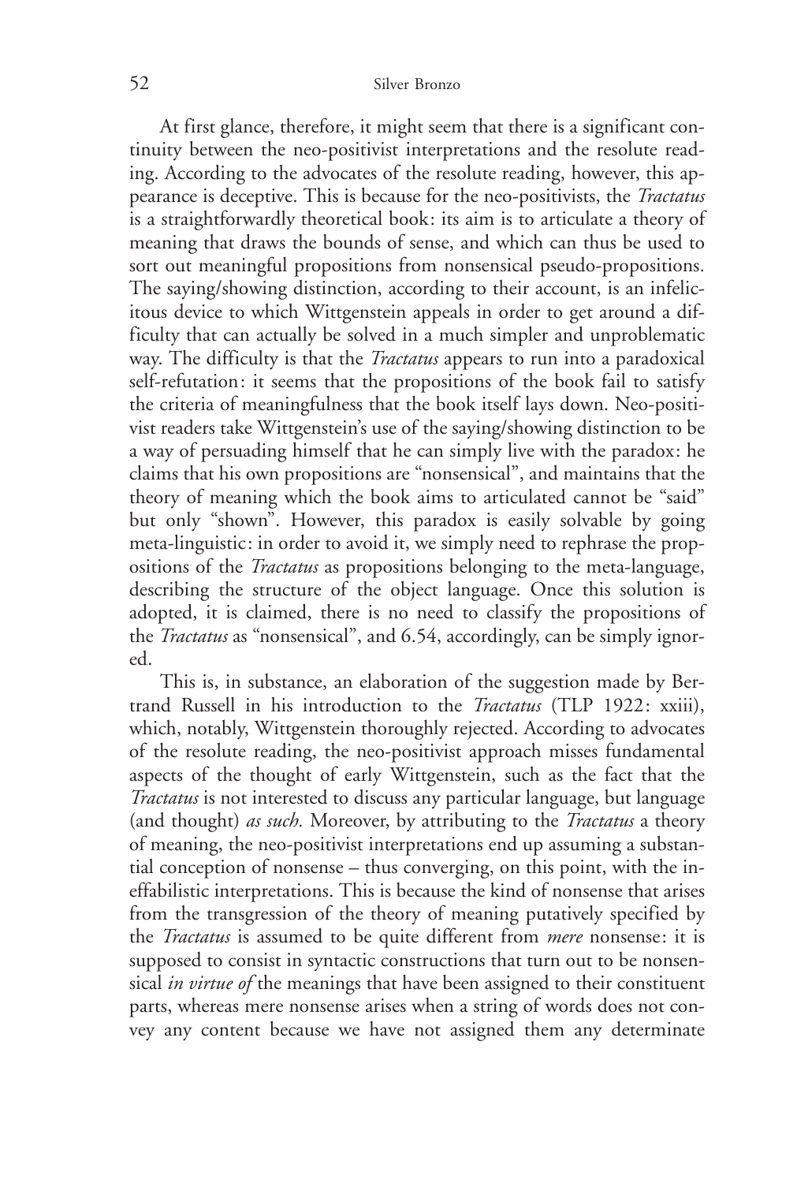At first glance, therefore, it might seem that there is a significant continuity between the neo-positivist interpretations and the resolute reading. According to the advocates of the resolute reading, however, this appearance is deceptive. This is because for the neo-positivists, the *Tractatus* is a straightforwardly theoretical book: its aim is to articulate a theory of meaning that draws the bounds of sense, and which can thus be used to sort out meaningful propositions from nonsensical pseudo-propositions. The saying/showing distinction, according to their account, is an infelicitous device to which Wittgenstein appeals in order to get around a difficulty that can actually be solved in a much simpler and unproblematic way. The difficulty is that the *Tractatus* appears to run into a paradoxical self-refutation: it seems that the propositions of the book fail to satisfy the criteria of meaningfulness that the book itself lays down. Neo-positivist readers take Wittgenstein's use of the saying/showing distinction to be a way of persuading himself that he can simply live with the paradox: he claims that his own propositions are "nonsensical", and maintains that the theory of meaning which the book aims to articulated cannot be "said" but only "shown". However, this paradox is easily solvable by going meta-linguistic: in order to avoid it, we simply need to rephrase the propositions of the *Tractatus* as propositions belonging to the meta-language, describing the structure of the object language. Once this solution is adopted, it is claimed, there is no need to classify the propositions of the *Tractatus* as "nonsensical", and 6.54, accordingly, can be simply ignored.

This is, in substance, an elaboration of the suggestion made by Bertrand Russell in his introduction to the *Tractatus* (TLP 1922: xxiii), which, notably, Wittgenstein thoroughly rejected. According to advocates of the resolute reading, the neo-positivist approach misses fundamental aspects of the thought of early Wittgenstein, such as the fact that the *Tractatus* is not interested to discuss any particular language, but language (and thought) *as such.* Moreover, by attributing to the *Tractatus* a theory of meaning, the neo-positivist interpretations end up assuming a substantial conception of nonsense – thus converging, on this point, with the ineffabilistic interpretations. This is because the kind of nonsense that arises from the transgression of the theory of meaning putatively specified by the *Tractatus* is assumed to be quite different from *mere* nonsense: it is supposed to consist in syntactic constructions that turn out to be nonsensical *in virtue of* the meanings that have been assigned to their constituent parts, whereas mere nonsense arises when a string of words does not convey any content because we have not assigned them any determinate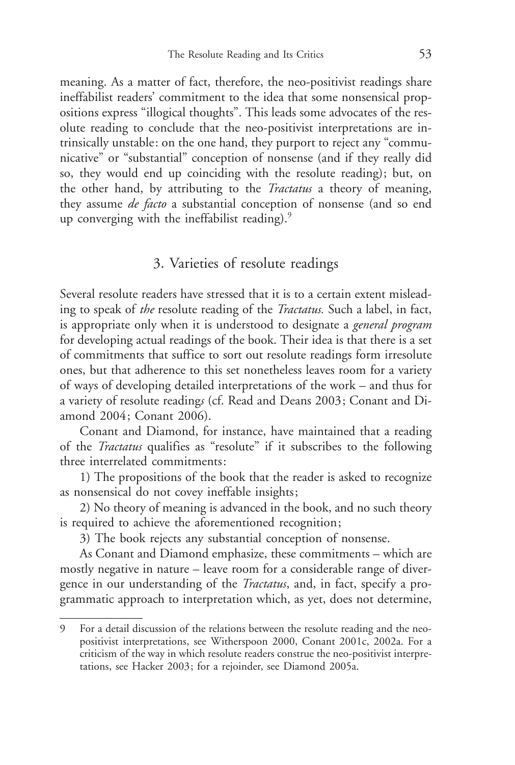meaning. As a matter of fact, therefore, the neo-positivist readings share ineffabilist readers' commitment to the idea that some nonsensical propositions express "illogical thoughts". This leads some advocates of the resolute reading to conclude that the neo-positivist interpretations are intrinsically unstable: on the one hand, they purport to reject any "communicative" or "substantial" conception of nonsense (and if they really did so, they would end up coinciding with the resolute reading); but, on the other hand, by attributing to the *Tractatus* a theory of meaning, they assume *de facto* a substantial conception of nonsense (and so end up converging with the ineffabilist reading).[9]

## 3. Varieties of resolute readings

Several resolute readers have stressed that it is to a certain extent misleading to speak of *the* resolute reading of the *Tractatus.* Such a label, in fact, is appropriate only when it is understood to designate a *general program* for developing actual readings of the book. Their idea is that there is a set of commitments that suffice to sort out resolute readings form irresolute ones, but that adherence to this set nonetheless leaves room for a variety of ways of developing detailed interpretations of the work – and thus for a variety of resolute reading*s* (cf. Read and Deans 2003; Conant and Diamond 2004; Conant 2006).

Conant and Diamond, for instance, have maintained that a reading of the *Tractatus* qualifies as "resolute" if it subscribes to the following three interrelated commitments:

1) The propositions of the book that the reader is asked to recognize as nonsensical do not covey ineffable insights;

2) No theory of meaning is advanced in the book, and no such theory is required to achieve the aforementioned recognition;

3) The book rejects any substantial conception of nonsense.

As Conant and Diamond emphasize, these commitments – which are mostly negative in nature – leave room for a considerable range of divergence in our understanding of the *Tractatus*, and, in fact, specify a programmatic approach to interpretation which, as yet, does not determine,

---

9 For a detail discussion of the relations between the resolute reading and the neo-positivist interpretations, see Witherspoon 2000, Conant 2001c, 2002a. For a criticism of the way in which resolute readers construe the neo-positivist interpretations, see Hacker 2003; for a rejoinder, see Diamond 2005a.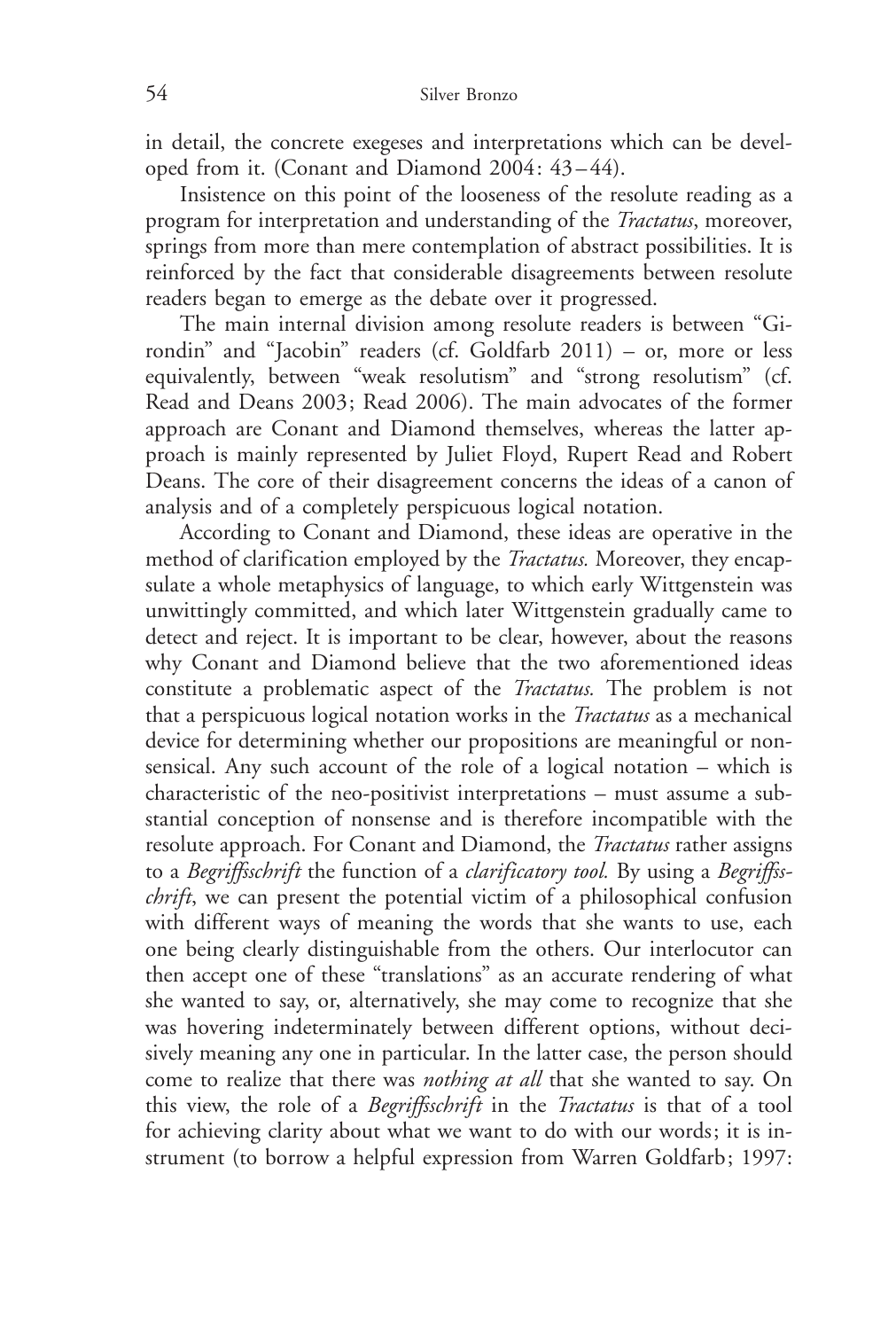in detail, the concrete exegeses and interpretations which can be developed from it. (Conant and Diamond 2004: 43–44).

Insistence on this point of the looseness of the resolute reading as a program for interpretation and understanding of the *Tractatus*, moreover, springs from more than mere contemplation of abstract possibilities. It is reinforced by the fact that considerable disagreements between resolute readers began to emerge as the debate over it progressed.

The main internal division among resolute readers is between "Girondin" and "Jacobin" readers (cf. Goldfarb 2011) – or, more or less equivalently, between "weak resolutism" and "strong resolutism" (cf. Read and Deans 2003; Read 2006). The main advocates of the former approach are Conant and Diamond themselves, whereas the latter approach is mainly represented by Juliet Floyd, Rupert Read and Robert Deans. The core of their disagreement concerns the ideas of a canon of analysis and of a completely perspicuous logical notation.

According to Conant and Diamond, these ideas are operative in the method of clarification employed by the *Tractatus.* Moreover, they encapsulate a whole metaphysics of language, to which early Wittgenstein was unwittingly committed, and which later Wittgenstein gradually came to detect and reject. It is important to be clear, however, about the reasons why Conant and Diamond believe that the two aforementioned ideas constitute a problematic aspect of the *Tractatus.* The problem is not that a perspicuous logical notation works in the *Tractatus* as a mechanical device for determining whether our propositions are meaningful or nonsensical. Any such account of the role of a logical notation – which is characteristic of the neo-positivist interpretations – must assume a substantial conception of nonsense and is therefore incompatible with the resolute approach. For Conant and Diamond, the *Tractatus* rather assigns to a *Begriffsschrift* the function of a *clarificatory tool.* By using a *Begriffsschrift*, we can present the potential victim of a philosophical confusion with different ways of meaning the words that she wants to use, each one being clearly distinguishable from the others. Our interlocutor can then accept one of these "translations" as an accurate rendering of what she wanted to say, or, alternatively, she may come to recognize that she was hovering indeterminately between different options, without decisively meaning any one in particular. In the latter case, the person should come to realize that there was *nothing at all* that she wanted to say. On this view, the role of a *Begriffsschrift* in the *Tractatus* is that of a tool for achieving clarity about what we want to do with our words; it is instrument (to borrow a helpful expression from Warren Goldfarb; 1997: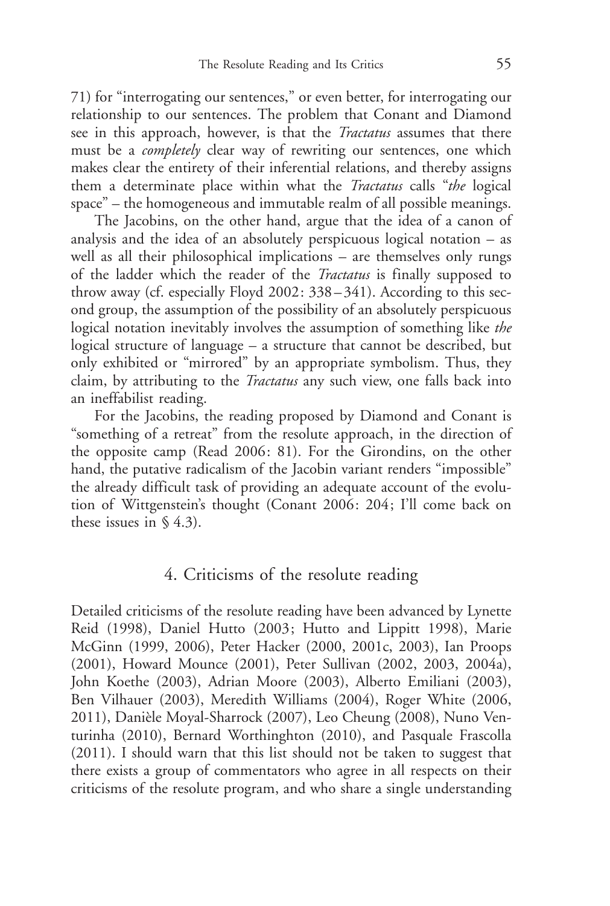71) for "interrogating our sentences," or even better, for interrogating our relationship to our sentences. The problem that Conant and Diamond see in this approach, however, is that the *Tractatus* assumes that there must be a *completely* clear way of rewriting our sentences, one which makes clear the entirety of their inferential relations, and thereby assigns them a determinate place within what the *Tractatus* calls "*the* logical space" – the homogeneous and immutable realm of all possible meanings.

The Jacobins, on the other hand, argue that the idea of a canon of analysis and the idea of an absolutely perspicuous logical notation – as well as all their philosophical implications – are themselves only rungs of the ladder which the reader of the *Tractatus* is finally supposed to throw away (cf. especially Floyd 2002: 338–341). According to this second group, the assumption of the possibility of an absolutely perspicuous logical notation inevitably involves the assumption of something like *the* logical structure of language – a structure that cannot be described, but only exhibited or "mirrored" by an appropriate symbolism. Thus, they claim, by attributing to the *Tractatus* any such view, one falls back into an ineffabilist reading.

For the Jacobins, the reading proposed by Diamond and Conant is "something of a retreat" from the resolute approach, in the direction of the opposite camp (Read 2006: 81). For the Girondins, on the other hand, the putative radicalism of the Jacobin variant renders "impossible" the already difficult task of providing an adequate account of the evolution of Wittgenstein's thought (Conant 2006: 204; I'll come back on these issues in § 4.3).

## 4. Criticisms of the resolute reading

Detailed criticisms of the resolute reading have been advanced by Lynette Reid (1998), Daniel Hutto (2003; Hutto and Lippitt 1998), Marie McGinn (1999, 2006), Peter Hacker (2000, 2001c, 2003), Ian Proops (2001), Howard Mounce (2001), Peter Sullivan (2002, 2003, 2004a), John Koethe (2003), Adrian Moore (2003), Alberto Emiliani (2003), Ben Vilhauer (2003), Meredith Williams (2004), Roger White (2006, 2011), Danièle Moyal-Sharrock (2007), Leo Cheung (2008), Nuno Venturinha (2010), Bernard Worthinghton (2010), and Pasquale Frascolla (2011). I should warn that this list should not be taken to suggest that there exists a group of commentators who agree in all respects on their criticisms of the resolute program, and who share a single understanding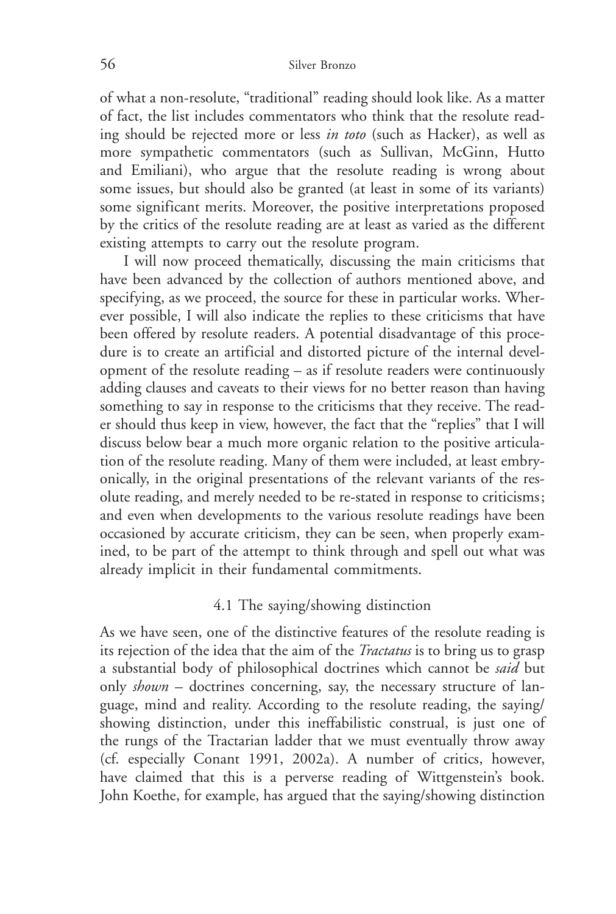of what a non-resolute, "traditional" reading should look like. As a matter of fact, the list includes commentators who think that the resolute reading should be rejected more or less *in toto* (such as Hacker), as well as more sympathetic commentators (such as Sullivan, McGinn, Hutto and Emiliani), who argue that the resolute reading is wrong about some issues, but should also be granted (at least in some of its variants) some significant merits. Moreover, the positive interpretations proposed by the critics of the resolute reading are at least as varied as the different existing attempts to carry out the resolute program.

I will now proceed thematically, discussing the main criticisms that have been advanced by the collection of authors mentioned above, and specifying, as we proceed, the source for these in particular works. Wherever possible, I will also indicate the replies to these criticisms that have been offered by resolute readers. A potential disadvantage of this procedure is to create an artificial and distorted picture of the internal development of the resolute reading – as if resolute readers were continuously adding clauses and caveats to their views for no better reason than having something to say in response to the criticisms that they receive. The reader should thus keep in view, however, the fact that the "replies" that I will discuss below bear a much more organic relation to the positive articulation of the resolute reading. Many of them were included, at least embryonically, in the original presentations of the relevant variants of the resolute reading, and merely needed to be re-stated in response to criticisms; and even when developments to the various resolute readings have been occasioned by accurate criticism, they can be seen, when properly examined, to be part of the attempt to think through and spell out what was already implicit in their fundamental commitments.

### 4.1 The saying/showing distinction

As we have seen, one of the distinctive features of the resolute reading is its rejection of the idea that the aim of the *Tractatus* is to bring us to grasp a substantial body of philosophical doctrines which cannot be *said* but only *shown* – doctrines concerning, say, the necessary structure of language, mind and reality. According to the resolute reading, the saying/showing distinction, under this ineffabilistic construal, is just one of the rungs of the Tractarian ladder that we must eventually throw away (cf. especially Conant 1991, 2002a). A number of critics, however, have claimed that this is a perverse reading of Wittgenstein's book. John Koethe, for example, has argued that the saying/showing distinction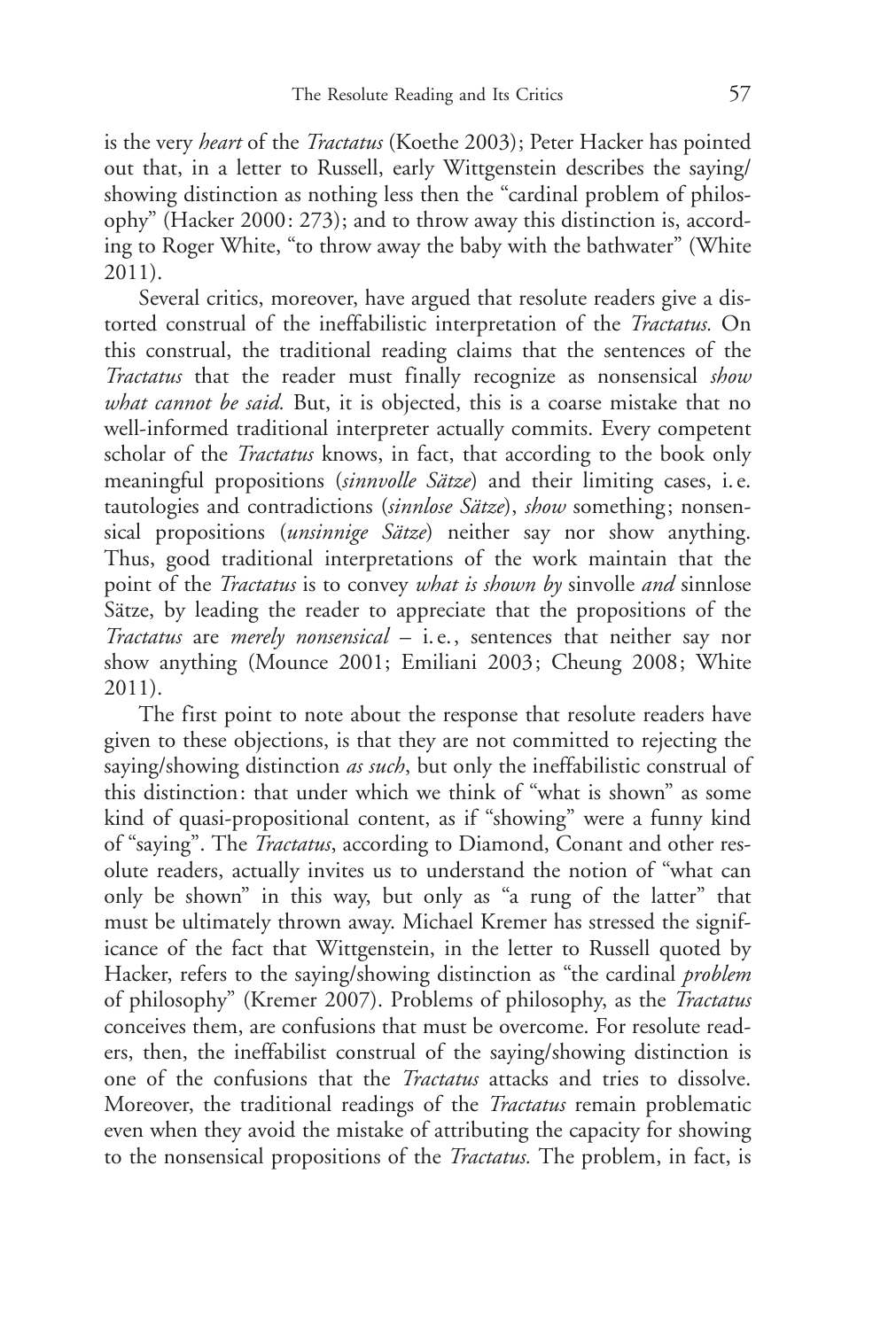is the very *heart* of the *Tractatus* (Koethe 2003); Peter Hacker has pointed out that, in a letter to Russell, early Wittgenstein describes the saying/showing distinction as nothing less then the "cardinal problem of philosophy" (Hacker 2000: 273); and to throw away this distinction is, according to Roger White, "to throw away the baby with the bathwater" (White 2011).

Several critics, moreover, have argued that resolute readers give a distorted construal of the ineffabilistic interpretation of the *Tractatus.* On this construal, the traditional reading claims that the sentences of the *Tractatus* that the reader must finally recognize as nonsensical *show what cannot be said.* But, it is objected, this is a coarse mistake that no well-informed traditional interpreter actually commits. Every competent scholar of the *Tractatus* knows, in fact, that according to the book only meaningful propositions (*sinnvolle Sätze*) and their limiting cases, i. e. tautologies and contradictions (*sinnlose Sätze*), *show* something; nonsensical propositions (*unsinnige Sätze*) neither say nor show anything. Thus, good traditional interpretations of the work maintain that the point of the *Tractatus* is to convey *what is shown by* sinvolle *and* sinnlose Sätze, by leading the reader to appreciate that the propositions of the *Tractatus* are *merely nonsensical* – i. e., sentences that neither say nor show anything (Mounce 2001; Emiliani 2003; Cheung 2008; White 2011).

The first point to note about the response that resolute readers have given to these objections, is that they are not committed to rejecting the saying/showing distinction *as such*, but only the ineffabilistic construal of this distinction: that under which we think of "what is shown" as some kind of quasi-propositional content, as if "showing" were a funny kind of "saying". The *Tractatus*, according to Diamond, Conant and other resolute readers, actually invites us to understand the notion of "what can only be shown" in this way, but only as "a rung of the latter" that must be ultimately thrown away. Michael Kremer has stressed the significance of the fact that Wittgenstein, in the letter to Russell quoted by Hacker, refers to the saying/showing distinction as "the cardinal *problem* of philosophy" (Kremer 2007). Problems of philosophy, as the *Tractatus* conceives them, are confusions that must be overcome. For resolute readers, then, the ineffabilist construal of the saying/showing distinction is one of the confusions that the *Tractatus* attacks and tries to dissolve. Moreover, the traditional readings of the *Tractatus* remain problematic even when they avoid the mistake of attributing the capacity for showing to the nonsensical propositions of the *Tractatus.* The problem, in fact, is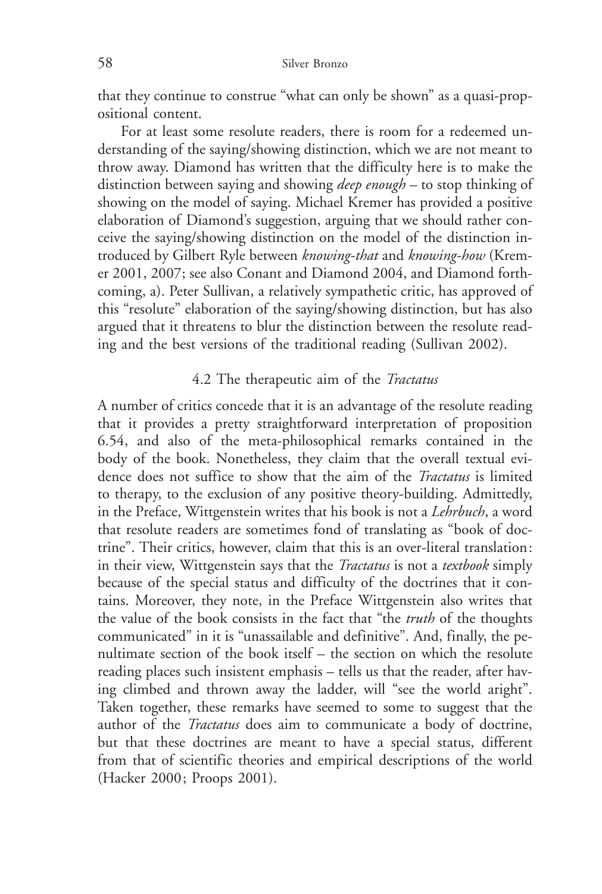that they continue to construe "what can only be shown" as a quasi-propositional content.

For at least some resolute readers, there is room for a redeemed understanding of the saying/showing distinction, which we are not meant to throw away. Diamond has written that the difficulty here is to make the distinction between saying and showing *deep enough* – to stop thinking of showing on the model of saying. Michael Kremer has provided a positive elaboration of Diamond's suggestion, arguing that we should rather conceive the saying/showing distinction on the model of the distinction introduced by Gilbert Ryle between *knowing-that* and *knowing-how* (Kremer 2001, 2007; see also Conant and Diamond 2004, and Diamond forthcoming, a). Peter Sullivan, a relatively sympathetic critic, has approved of this "resolute" elaboration of the saying/showing distinction, but has also argued that it threatens to blur the distinction between the resolute reading and the best versions of the traditional reading (Sullivan 2002).

### 4.2 The therapeutic aim of the *Tractatus*

A number of critics concede that it is an advantage of the resolute reading that it provides a pretty straightforward interpretation of proposition 6.54, and also of the meta-philosophical remarks contained in the body of the book. Nonetheless, they claim that the overall textual evidence does not suffice to show that the aim of the *Tractatus* is limited to therapy, to the exclusion of any positive theory-building. Admittedly, in the Preface, Wittgenstein writes that his book is not a *Lehrbuch*, a word that resolute readers are sometimes fond of translating as "book of doctrine". Their critics, however, claim that this is an over-literal translation: in their view, Wittgenstein says that the *Tractatus* is not a *textbook* simply because of the special status and difficulty of the doctrines that it contains. Moreover, they note, in the Preface Wittgenstein also writes that the value of the book consists in the fact that "the *truth* of the thoughts communicated" in it is "unassailable and definitive". And, finally, the penultimate section of the book itself – the section on which the resolute reading places such insistent emphasis – tells us that the reader, after having climbed and thrown away the ladder, will "see the world aright". Taken together, these remarks have seemed to some to suggest that the author of the *Tractatus* does aim to communicate a body of doctrine, but that these doctrines are meant to have a special status, different from that of scientific theories and empirical descriptions of the world (Hacker 2000; Proops 2001).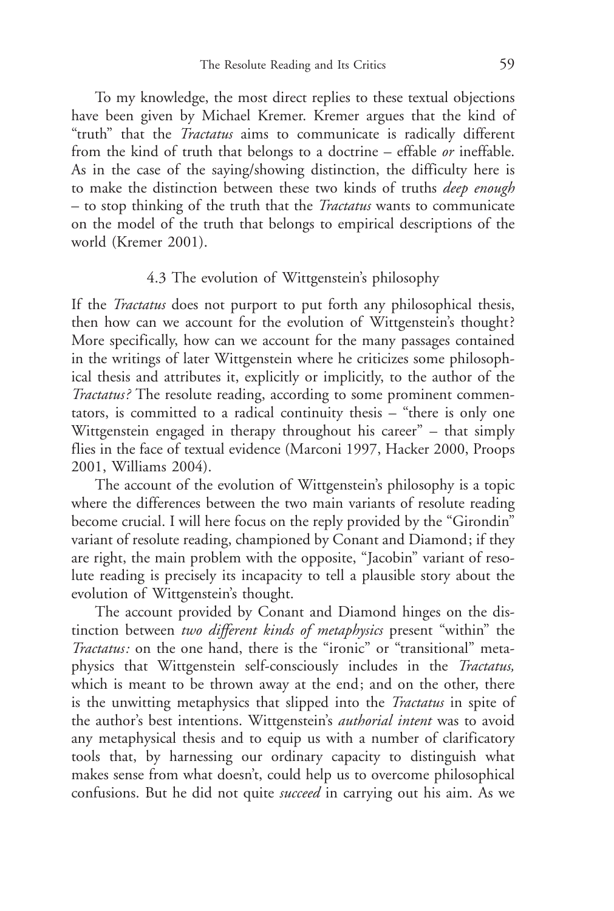To my knowledge, the most direct replies to these textual objections have been given by Michael Kremer. Kremer argues that the kind of "truth" that the *Tractatus* aims to communicate is radically different from the kind of truth that belongs to a doctrine – effable *or* ineffable. As in the case of the saying/showing distinction, the difficulty here is to make the distinction between these two kinds of truths *deep enough* – to stop thinking of the truth that the *Tractatus* wants to communicate on the model of the truth that belongs to empirical descriptions of the world (Kremer 2001).

### 4.3 The evolution of Wittgenstein's philosophy

If the *Tractatus* does not purport to put forth any philosophical thesis, then how can we account for the evolution of Wittgenstein's thought? More specifically, how can we account for the many passages contained in the writings of later Wittgenstein where he criticizes some philosophical thesis and attributes it, explicitly or implicitly, to the author of the *Tractatus?* The resolute reading, according to some prominent commentators, is committed to a radical continuity thesis – "there is only one Wittgenstein engaged in therapy throughout his career" – that simply flies in the face of textual evidence (Marconi 1997, Hacker 2000, Proops 2001, Williams 2004).

The account of the evolution of Wittgenstein's philosophy is a topic where the differences between the two main variants of resolute reading become crucial. I will here focus on the reply provided by the "Girondin" variant of resolute reading, championed by Conant and Diamond; if they are right, the main problem with the opposite, "Jacobin" variant of resolute reading is precisely its incapacity to tell a plausible story about the evolution of Wittgenstein's thought.

The account provided by Conant and Diamond hinges on the distinction between *two different kinds of metaphysics* present "within" the *Tractatus:* on the one hand, there is the "ironic" or "transitional" metaphysics that Wittgenstein self-consciously includes in the *Tractatus,* which is meant to be thrown away at the end; and on the other, there is the unwitting metaphysics that slipped into the *Tractatus* in spite of the author's best intentions. Wittgenstein's *authorial intent* was to avoid any metaphysical thesis and to equip us with a number of clarificatory tools that, by harnessing our ordinary capacity to distinguish what makes sense from what doesn't, could help us to overcome philosophical confusions. But he did not quite *succeed* in carrying out his aim. As we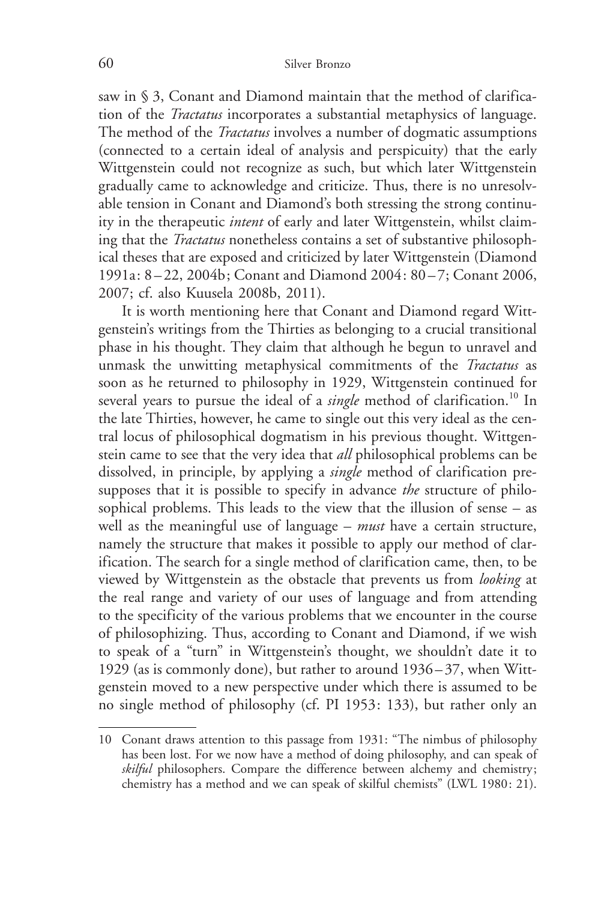saw in § 3, Conant and Diamond maintain that the method of clarification of the *Tractatus* incorporates a substantial metaphysics of language. The method of the *Tractatus* involves a number of dogmatic assumptions (connected to a certain ideal of analysis and perspicuity) that the early Wittgenstein could not recognize as such, but which later Wittgenstein gradually came to acknowledge and criticize. Thus, there is no unresolvable tension in Conant and Diamond's both stressing the strong continuity in the therapeutic *intent* of early and later Wittgenstein, whilst claiming that the *Tractatus* nonetheless contains a set of substantive philosophical theses that are exposed and criticized by later Wittgenstein (Diamond 1991a: 8–22, 2004b; Conant and Diamond 2004: 80–7; Conant 2006, 2007; cf. also Kuusela 2008b, 2011).

It is worth mentioning here that Conant and Diamond regard Wittgenstein's writings from the Thirties as belonging to a crucial transitional phase in his thought. They claim that although he begun to unravel and unmask the unwitting metaphysical commitments of the *Tractatus* as soon as he returned to philosophy in 1929, Wittgenstein continued for several years to pursue the ideal of a *single* method of clarification.[10] In the late Thirties, however, he came to single out this very ideal as the central locus of philosophical dogmatism in his previous thought. Wittgenstein came to see that the very idea that *all* philosophical problems can be dissolved, in principle, by applying a *single* method of clarification presupposes that it is possible to specify in advance *the* structure of philosophical problems. This leads to the view that the illusion of sense – as well as the meaningful use of language – *must* have a certain structure, namely the structure that makes it possible to apply our method of clarification. The search for a single method of clarification came, then, to be viewed by Wittgenstein as the obstacle that prevents us from *looking* at the real range and variety of our uses of language and from attending to the specificity of the various problems that we encounter in the course of philosophizing. Thus, according to Conant and Diamond, if we wish to speak of a "turn" in Wittgenstein's thought, we shouldn't date it to 1929 (as is commonly done), but rather to around 1936–37, when Wittgenstein moved to a new perspective under which there is assumed to be no single method of philosophy (cf. PI 1953: 133), but rather only an

---

10 Conant draws attention to this passage from 1931: "The nimbus of philosophy has been lost. For we now have a method of doing philosophy, and can speak of *skilful* philosophers. Compare the difference between alchemy and chemistry; chemistry has a method and we can speak of skilful chemists" (LWL 1980: 21).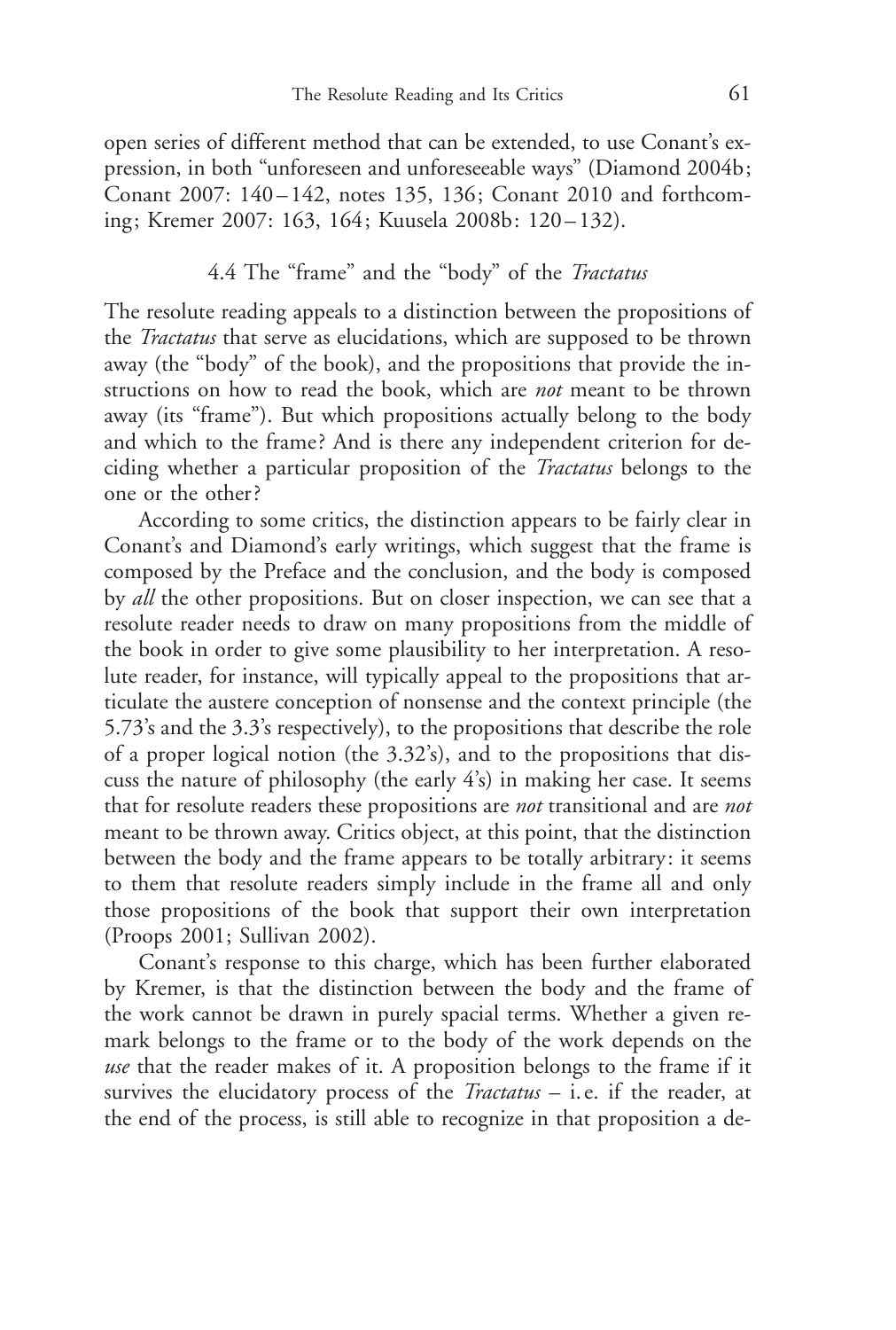open series of different method that can be extended, to use Conant's expression, in both "unforeseen and unforeseeable ways" (Diamond 2004b; Conant 2007: 140–142, notes 135, 136; Conant 2010 and forthcoming; Kremer 2007: 163, 164; Kuusela 2008b: 120–132).

### 4.4 The "frame" and the "body" of the *Tractatus*

The resolute reading appeals to a distinction between the propositions of the *Tractatus* that serve as elucidations, which are supposed to be thrown away (the "body" of the book), and the propositions that provide the instructions on how to read the book, which are *not* meant to be thrown away (its "frame"). But which propositions actually belong to the body and which to the frame? And is there any independent criterion for deciding whether a particular proposition of the *Tractatus* belongs to the one or the other?

According to some critics, the distinction appears to be fairly clear in Conant's and Diamond's early writings, which suggest that the frame is composed by the Preface and the conclusion, and the body is composed by *all* the other propositions. But on closer inspection, we can see that a resolute reader needs to draw on many propositions from the middle of the book in order to give some plausibility to her interpretation. A resolute reader, for instance, will typically appeal to the propositions that articulate the austere conception of nonsense and the context principle (the 5.73's and the 3.3's respectively), to the propositions that describe the role of a proper logical notion (the 3.32's), and to the propositions that discuss the nature of philosophy (the early 4's) in making her case. It seems that for resolute readers these propositions are *not* transitional and are *not* meant to be thrown away. Critics object, at this point, that the distinction between the body and the frame appears to be totally arbitrary: it seems to them that resolute readers simply include in the frame all and only those propositions of the book that support their own interpretation (Proops 2001; Sullivan 2002).

Conant's response to this charge, which has been further elaborated by Kremer, is that the distinction between the body and the frame of the work cannot be drawn in purely spacial terms. Whether a given remark belongs to the frame or to the body of the work depends on the *use* that the reader makes of it. A proposition belongs to the frame if it survives the elucidatory process of the *Tractatus* – i. e. if the reader, at the end of the process, is still able to recognize in that proposition a de-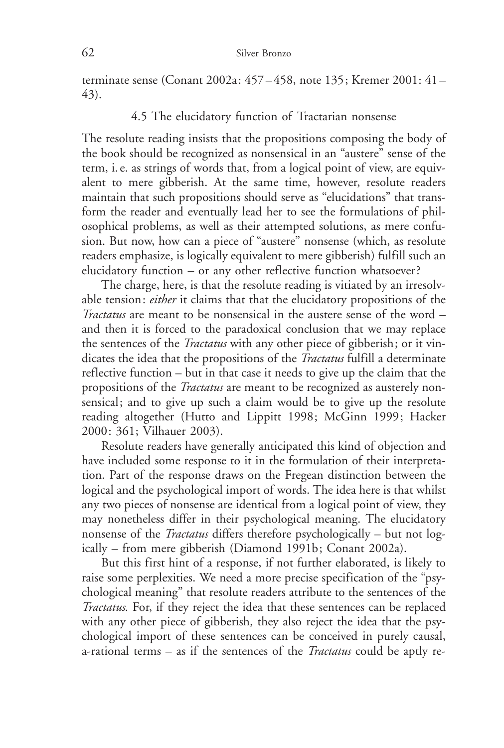terminate sense (Conant 2002a: 457–458, note 135; Kremer 2001: 41–43).

### 4.5 The elucidatory function of Tractarian nonsense

The resolute reading insists that the propositions composing the body of the book should be recognized as nonsensical in an "austere" sense of the term, i. e. as strings of words that, from a logical point of view, are equivalent to mere gibberish. At the same time, however, resolute readers maintain that such propositions should serve as "elucidations" that transform the reader and eventually lead her to see the formulations of philosophical problems, as well as their attempted solutions, as mere confusion. But now, how can a piece of "austere" nonsense (which, as resolute readers emphasize, is logically equivalent to mere gibberish) fulfill such an elucidatory function – or any other reflective function whatsoever?

The charge, here, is that the resolute reading is vitiated by an irresolvable tension: *either* it claims that that the elucidatory propositions of the *Tractatus* are meant to be nonsensical in the austere sense of the word – and then it is forced to the paradoxical conclusion that we may replace the sentences of the *Tractatus* with any other piece of gibberish; or it vindicates the idea that the propositions of the *Tractatus* fulfill a determinate reflective function – but in that case it needs to give up the claim that the propositions of the *Tractatus* are meant to be recognized as austerely nonsensical; and to give up such a claim would be to give up the resolute reading altogether (Hutto and Lippitt 1998; McGinn 1999; Hacker 2000: 361; Vilhauer 2003).

Resolute readers have generally anticipated this kind of objection and have included some response to it in the formulation of their interpretation. Part of the response draws on the Fregean distinction between the logical and the psychological import of words. The idea here is that whilst any two pieces of nonsense are identical from a logical point of view, they may nonetheless differ in their psychological meaning. The elucidatory nonsense of the *Tractatus* differs therefore psychologically – but not logically – from mere gibberish (Diamond 1991b; Conant 2002a).

But this first hint of a response, if not further elaborated, is likely to raise some perplexities. We need a more precise specification of the "psychological meaning" that resolute readers attribute to the sentences of the *Tractatus.* For, if they reject the idea that these sentences can be replaced with any other piece of gibberish, they also reject the idea that the psychological import of these sentences can be conceived in purely causal, a-rational terms – as if the sentences of the *Tractatus* could be aptly re-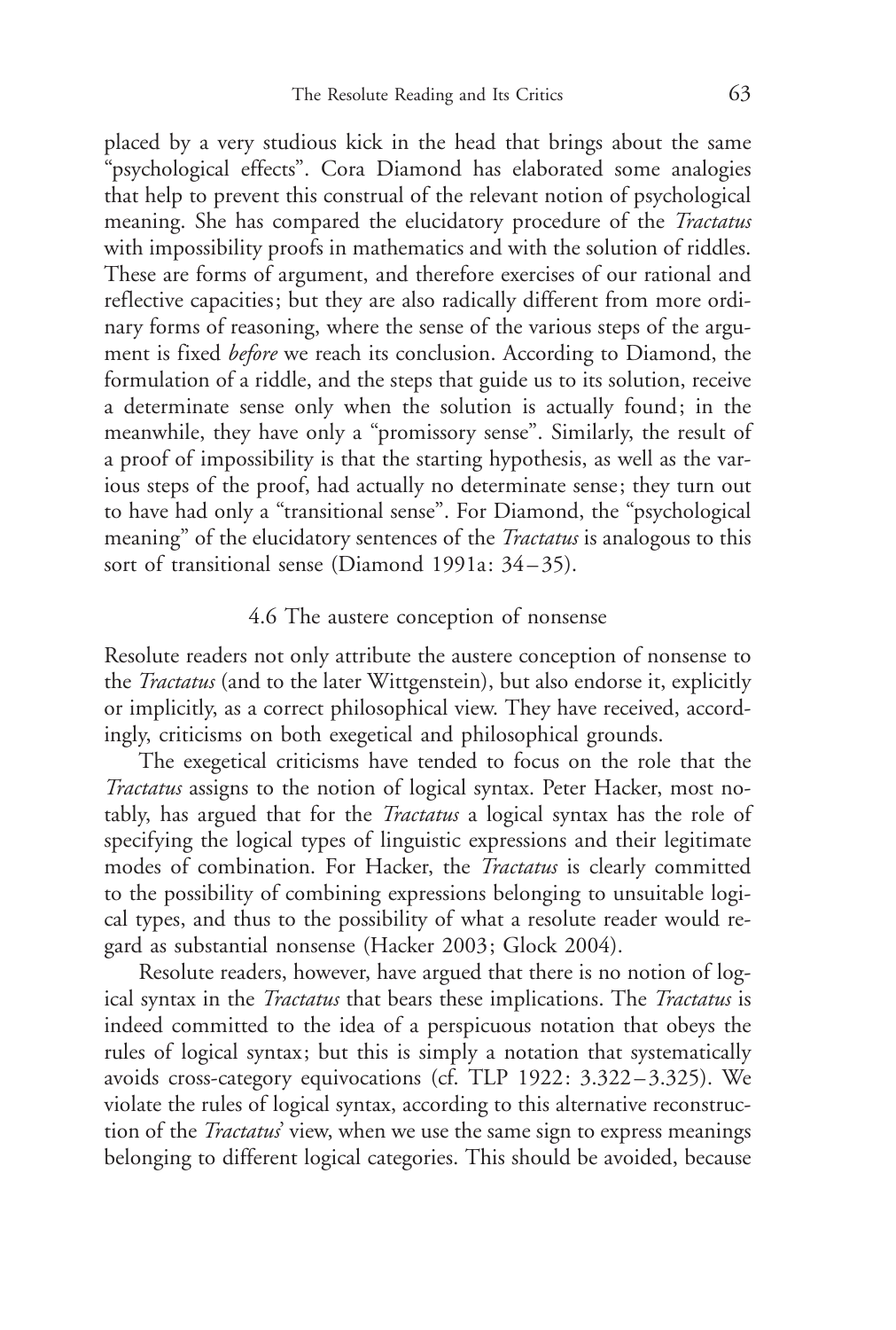placed by a very studious kick in the head that brings about the same "psychological effects". Cora Diamond has elaborated some analogies that help to prevent this construal of the relevant notion of psychological meaning. She has compared the elucidatory procedure of the *Tractatus* with impossibility proofs in mathematics and with the solution of riddles. These are forms of argument, and therefore exercises of our rational and reflective capacities; but they are also radically different from more ordinary forms of reasoning, where the sense of the various steps of the argument is fixed *before* we reach its conclusion. According to Diamond, the formulation of a riddle, and the steps that guide us to its solution, receive a determinate sense only when the solution is actually found; in the meanwhile, they have only a "promissory sense". Similarly, the result of a proof of impossibility is that the starting hypothesis, as well as the various steps of the proof, had actually no determinate sense; they turn out to have had only a "transitional sense". For Diamond, the "psychological meaning" of the elucidatory sentences of the *Tractatus* is analogous to this sort of transitional sense (Diamond 1991a: 34–35).

### 4.6 The austere conception of nonsense

Resolute readers not only attribute the austere conception of nonsense to the *Tractatus* (and to the later Wittgenstein), but also endorse it, explicitly or implicitly, as a correct philosophical view. They have received, accordingly, criticisms on both exegetical and philosophical grounds.

The exegetical criticisms have tended to focus on the role that the *Tractatus* assigns to the notion of logical syntax. Peter Hacker, most notably, has argued that for the *Tractatus* a logical syntax has the role of specifying the logical types of linguistic expressions and their legitimate modes of combination. For Hacker, the *Tractatus* is clearly committed to the possibility of combining expressions belonging to unsuitable logical types, and thus to the possibility of what a resolute reader would regard as substantial nonsense (Hacker 2003; Glock 2004).

Resolute readers, however, have argued that there is no notion of logical syntax in the *Tractatus* that bears these implications. The *Tractatus* is indeed committed to the idea of a perspicuous notation that obeys the rules of logical syntax; but this is simply a notation that systematically avoids cross-category equivocations (cf. TLP 1922: 3.322–3.325). We violate the rules of logical syntax, according to this alternative reconstruction of the *Tractatus*' view, when we use the same sign to express meanings belonging to different logical categories. This should be avoided, because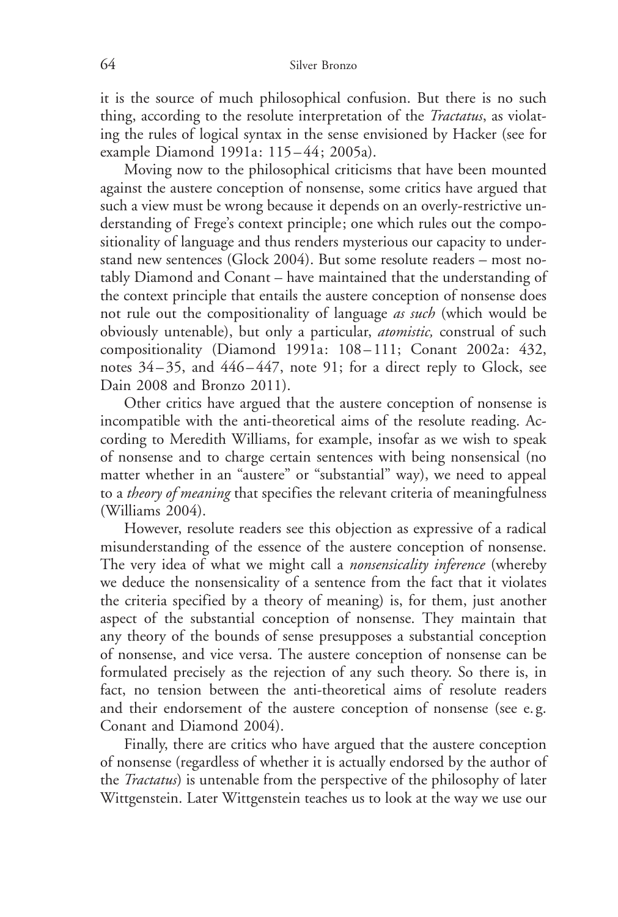it is the source of much philosophical confusion. But there is no such thing, according to the resolute interpretation of the *Tractatus*, as violating the rules of logical syntax in the sense envisioned by Hacker (see for example Diamond 1991a: 115–44; 2005a).

Moving now to the philosophical criticisms that have been mounted against the austere conception of nonsense, some critics have argued that such a view must be wrong because it depends on an overly-restrictive understanding of Frege's context principle; one which rules out the compositionality of language and thus renders mysterious our capacity to understand new sentences (Glock 2004). But some resolute readers – most notably Diamond and Conant – have maintained that the understanding of the context principle that entails the austere conception of nonsense does not rule out the compositionality of language *as such* (which would be obviously untenable), but only a particular, *atomistic,* construal of such compositionality (Diamond 1991a: 108–111; Conant 2002a: 432, notes 34–35, and 446–447, note 91; for a direct reply to Glock, see Dain 2008 and Bronzo 2011).

Other critics have argued that the austere conception of nonsense is incompatible with the anti-theoretical aims of the resolute reading. According to Meredith Williams, for example, insofar as we wish to speak of nonsense and to charge certain sentences with being nonsensical (no matter whether in an "austere" or "substantial" way), we need to appeal to a *theory of meaning* that specifies the relevant criteria of meaningfulness (Williams 2004).

However, resolute readers see this objection as expressive of a radical misunderstanding of the essence of the austere conception of nonsense. The very idea of what we might call a *nonsensicality inference* (whereby we deduce the nonsensicality of a sentence from the fact that it violates the criteria specified by a theory of meaning) is, for them, just another aspect of the substantial conception of nonsense. They maintain that any theory of the bounds of sense presupposes a substantial conception of nonsense, and vice versa. The austere conception of nonsense can be formulated precisely as the rejection of any such theory. So there is, in fact, no tension between the anti-theoretical aims of resolute readers and their endorsement of the austere conception of nonsense (see e.g. Conant and Diamond 2004).

Finally, there are critics who have argued that the austere conception of nonsense (regardless of whether it is actually endorsed by the author of the *Tractatus*) is untenable from the perspective of the philosophy of later Wittgenstein. Later Wittgenstein teaches us to look at the way we use our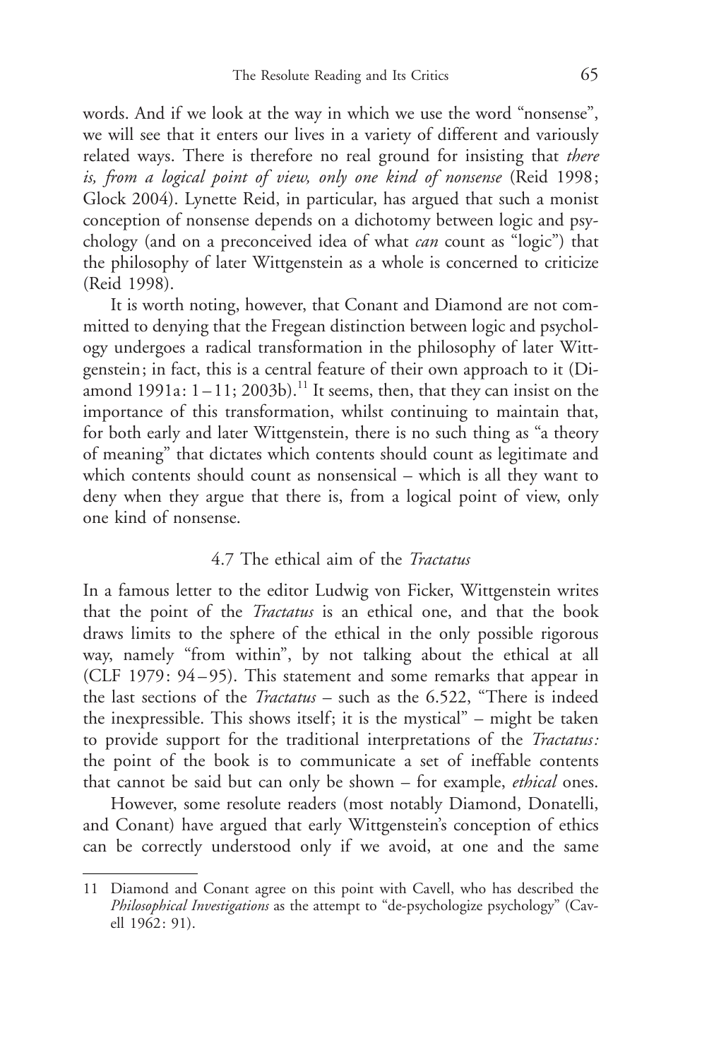words. And if we look at the way in which we use the word "nonsense", we will see that it enters our lives in a variety of different and variously related ways. There is therefore no real ground for insisting that *there is, from a logical point of view, only one kind of nonsense* (Reid 1998; Glock 2004). Lynette Reid, in particular, has argued that such a monist conception of nonsense depends on a dichotomy between logic and psychology (and on a preconceived idea of what *can* count as "logic") that the philosophy of later Wittgenstein as a whole is concerned to criticize (Reid 1998).

It is worth noting, however, that Conant and Diamond are not committed to denying that the Fregean distinction between logic and psychology undergoes a radical transformation in the philosophy of later Wittgenstein; in fact, this is a central feature of their own approach to it (Diamond 1991a: 1–11; 2003b).[11] It seems, then, that they can insist on the importance of this transformation, whilst continuing to maintain that, for both early and later Wittgenstein, there is no such thing as "a theory of meaning" that dictates which contents should count as legitimate and which contents should count as nonsensical – which is all they want to deny when they argue that there is, from a logical point of view, only one kind of nonsense.

### 4.7 The ethical aim of the *Tractatus*

In a famous letter to the editor Ludwig von Ficker, Wittgenstein writes that the point of the *Tractatus* is an ethical one, and that the book draws limits to the sphere of the ethical in the only possible rigorous way, namely "from within", by not talking about the ethical at all (CLF 1979: 94–95). This statement and some remarks that appear in the last sections of the *Tractatus* – such as the 6.522, "There is indeed the inexpressible. This shows itself; it is the mystical" – might be taken to provide support for the traditional interpretations of the *Tractatus:* the point of the book is to communicate a set of ineffable contents that cannot be said but can only be shown – for example, *ethical* ones.

However, some resolute readers (most notably Diamond, Donatelli, and Conant) have argued that early Wittgenstein's conception of ethics can be correctly understood only if we avoid, at one and the same

---

11 Diamond and Conant agree on this point with Cavell, who has described the *Philosophical Investigations* as the attempt to "de-psychologize psychology" (Cavell 1962: 91).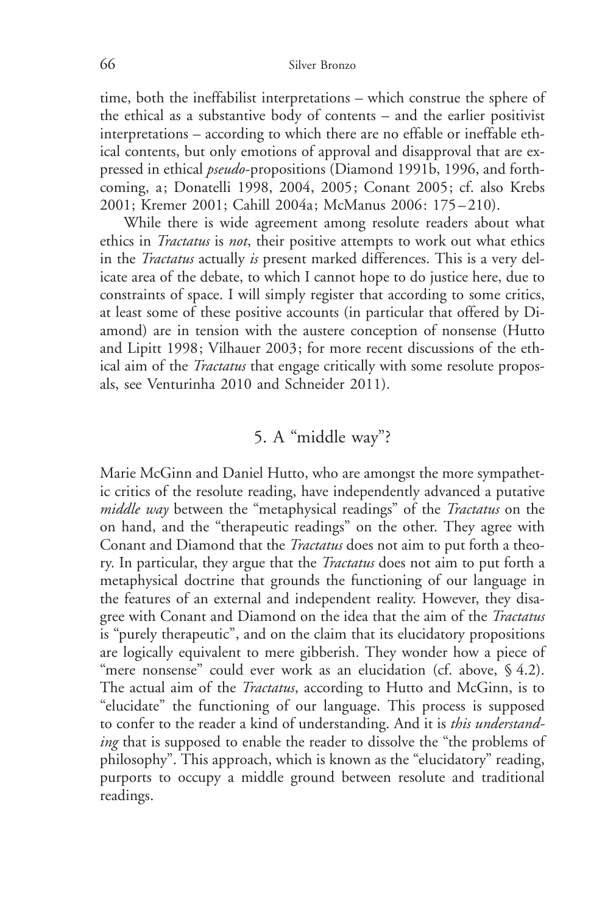time, both the ineffabilist interpretations – which construe the sphere of the ethical as a substantive body of contents – and the earlier positivist interpretations – according to which there are no effable or ineffable ethical contents, but only emotions of approval and disapproval that are expressed in ethical *pseudo*-propositions (Diamond 1991b, 1996, and forthcoming, a; Donatelli 1998, 2004, 2005; Conant 2005; cf. also Krebs 2001; Kremer 2001; Cahill 2004a; McManus 2006: 175–210).

While there is wide agreement among resolute readers about what ethics in *Tractatus* is *not*, their positive attempts to work out what ethics in the *Tractatus* actually *is* present marked differences. This is a very delicate area of the debate, to which I cannot hope to do justice here, due to constraints of space. I will simply register that according to some critics, at least some of these positive accounts (in particular that offered by Diamond) are in tension with the austere conception of nonsense (Hutto and Lipitt 1998; Vilhauer 2003; for more recent discussions of the ethical aim of the *Tractatus* that engage critically with some resolute proposals, see Venturinha 2010 and Schneider 2011).

## 5. A "middle way"?

Marie McGinn and Daniel Hutto, who are amongst the more sympathetic critics of the resolute reading, have independently advanced a putative *middle way* between the "metaphysical readings" of the *Tractatus* on the on hand, and the "therapeutic readings" on the other. They agree with Conant and Diamond that the *Tractatus* does not aim to put forth a theory. In particular, they argue that the *Tractatus* does not aim to put forth a metaphysical doctrine that grounds the functioning of our language in the features of an external and independent reality. However, they disagree with Conant and Diamond on the idea that the aim of the *Tractatus* is "purely therapeutic", and on the claim that its elucidatory propositions are logically equivalent to mere gibberish. They wonder how a piece of "mere nonsense" could ever work as an elucidation (cf. above, § 4.2). The actual aim of the *Tractatus*, according to Hutto and McGinn, is to "elucidate" the functioning of our language. This process is supposed to confer to the reader a kind of understanding. And it is *this understanding* that is supposed to enable the reader to dissolve the "the problems of philosophy". This approach, which is known as the "elucidatory" reading, purports to occupy a middle ground between resolute and traditional readings.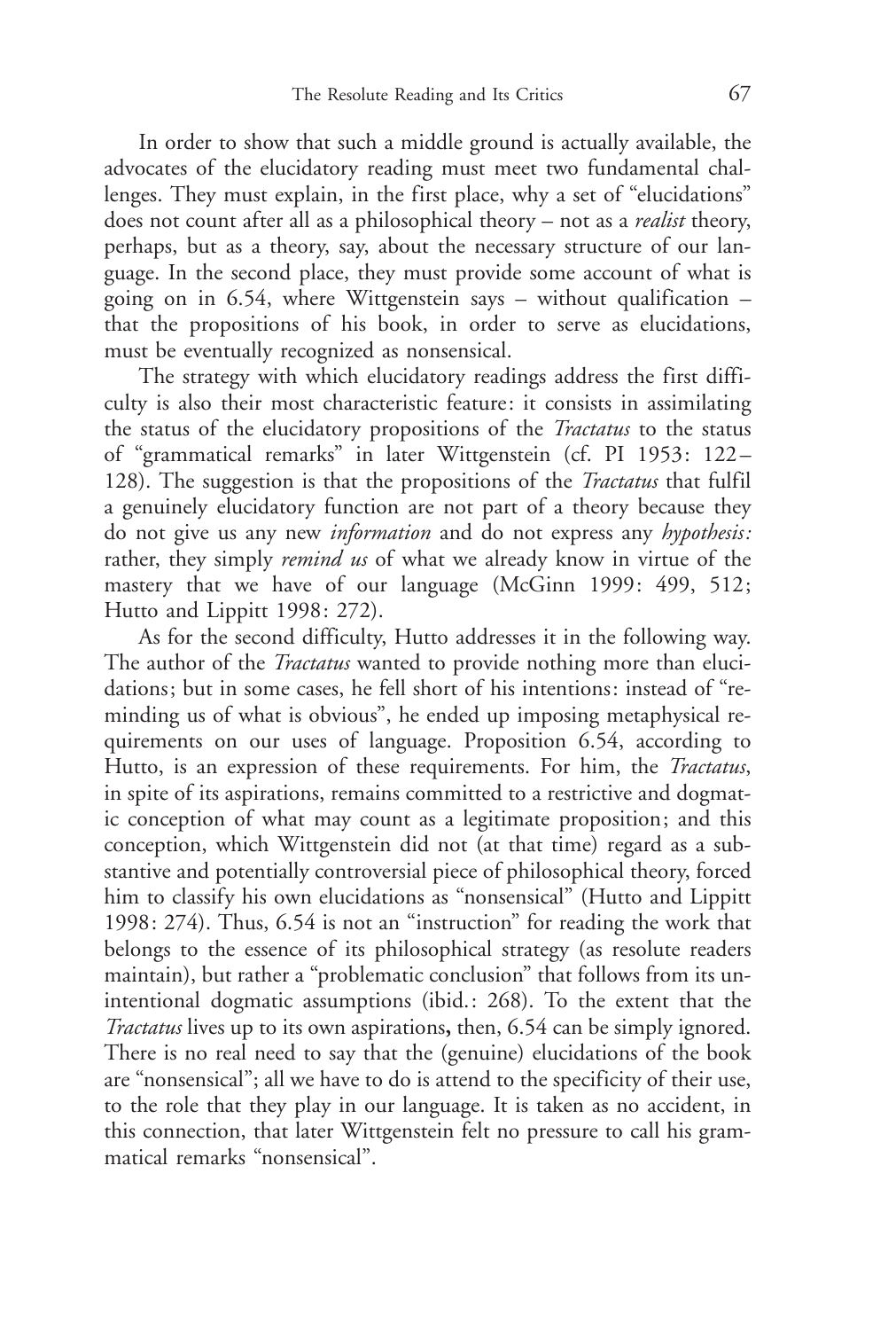In order to show that such a middle ground is actually available, the advocates of the elucidatory reading must meet two fundamental challenges. They must explain, in the first place, why a set of "elucidations" does not count after all as a philosophical theory – not as a *realist* theory, perhaps, but as a theory, say, about the necessary structure of our language. In the second place, they must provide some account of what is going on in 6.54, where Wittgenstein says – without qualification – that the propositions of his book, in order to serve as elucidations, must be eventually recognized as nonsensical.

The strategy with which elucidatory readings address the first difficulty is also their most characteristic feature: it consists in assimilating the status of the elucidatory propositions of the *Tractatus* to the status of "grammatical remarks" in later Wittgenstein (cf. PI 1953: 122–128). The suggestion is that the propositions of the *Tractatus* that fulfil a genuinely elucidatory function are not part of a theory because they do not give us any new *information* and do not express any *hypothesis:* rather, they simply *remind us* of what we already know in virtue of the mastery that we have of our language (McGinn 1999: 499, 512; Hutto and Lippitt 1998: 272).

As for the second difficulty, Hutto addresses it in the following way. The author of the *Tractatus* wanted to provide nothing more than elucidations; but in some cases, he fell short of his intentions: instead of "reminding us of what is obvious", he ended up imposing metaphysical requirements on our uses of language. Proposition 6.54, according to Hutto, is an expression of these requirements. For him, the *Tractatus*, in spite of its aspirations, remains committed to a restrictive and dogmatic conception of what may count as a legitimate proposition; and this conception, which Wittgenstein did not (at that time) regard as a substantive and potentially controversial piece of philosophical theory, forced him to classify his own elucidations as "nonsensical" (Hutto and Lippitt 1998: 274). Thus, 6.54 is not an "instruction" for reading the work that belongs to the essence of its philosophical strategy (as resolute readers maintain), but rather a "problematic conclusion" that follows from its unintentional dogmatic assumptions (ibid.: 268). To the extent that the *Tractatus* lives up to its own aspirations, then, 6.54 can be simply ignored. There is no real need to say that the (genuine) elucidations of the book are "nonsensical"; all we have to do is attend to the specificity of their use, to the role that they play in our language. It is taken as no accident, in this connection, that later Wittgenstein felt no pressure to call his grammatical remarks "nonsensical".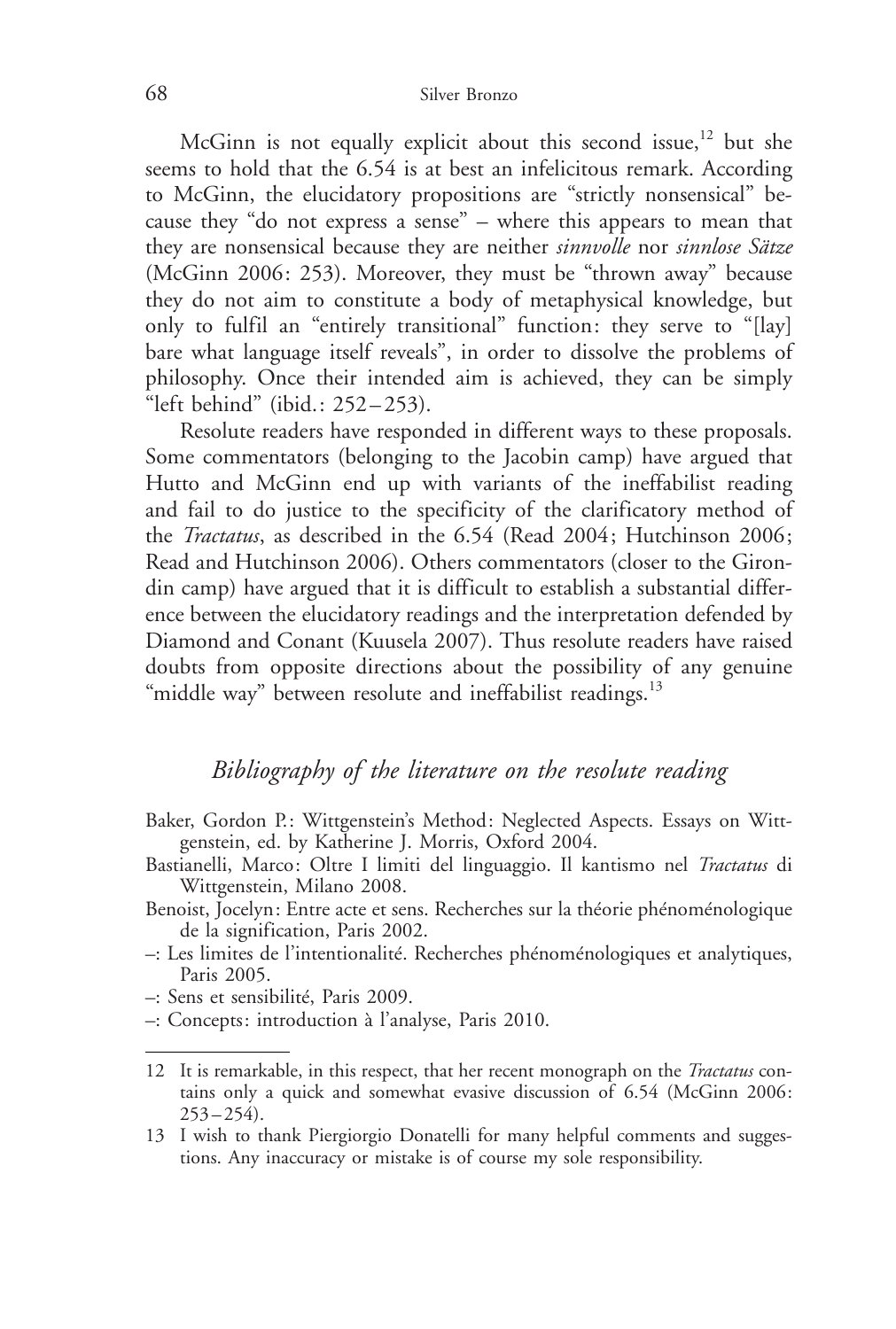McGinn is not equally explicit about this second issue,[12] but she seems to hold that the 6.54 is at best an infelicitous remark. According to McGinn, the elucidatory propositions are "strictly nonsensical" because they "do not express a sense" – where this appears to mean that they are nonsensical because they are neither *sinnvolle* nor *sinnlose Sätze* (McGinn 2006: 253). Moreover, they must be "thrown away" because they do not aim to constitute a body of metaphysical knowledge, but only to fulfil an "entirely transitional" function: they serve to "[lay] bare what language itself reveals", in order to dissolve the problems of philosophy. Once their intended aim is achieved, they can be simply "left behind" (ibid.: 252–253).

Resolute readers have responded in different ways to these proposals. Some commentators (belonging to the Jacobin camp) have argued that Hutto and McGinn end up with variants of the ineffabilist reading and fail to do justice to the specificity of the clarificatory method of the *Tractatus*, as described in the 6.54 (Read 2004; Hutchinson 2006; Read and Hutchinson 2006). Others commentators (closer to the Girondin camp) have argued that it is difficult to establish a substantial difference between the elucidatory readings and the interpretation defended by Diamond and Conant (Kuusela 2007). Thus resolute readers have raised doubts from opposite directions about the possibility of any genuine "middle way" between resolute and ineffabilist readings.[13]

## *Bibliography of the literature on the resolute reading*

Baker, Gordon P.: Wittgenstein's Method: Neglected Aspects. Essays on Wittgenstein, ed. by Katherine J. Morris, Oxford 2004.

Bastianelli, Marco: Oltre I limiti del linguaggio. Il kantismo nel *Tractatus* di Wittgenstein, Milano 2008.

Benoist, Jocelyn: Entre acte et sens. Recherches sur la théorie phénoménologique de la signification, Paris 2002.

–: Les limites de l'intentionalité. Recherches phénoménologiques et analytiques, Paris 2005.

–: Sens et sensibilité, Paris 2009.

–: Concepts: introduction à l'analyse, Paris 2010.

---

12 It is remarkable, in this respect, that her recent monograph on the *Tractatus* contains only a quick and somewhat evasive discussion of 6.54 (McGinn 2006: 253–254).

13 I wish to thank Piergiorgio Donatelli for many helpful comments and suggestions. Any inaccuracy or mistake is of course my sole responsibility.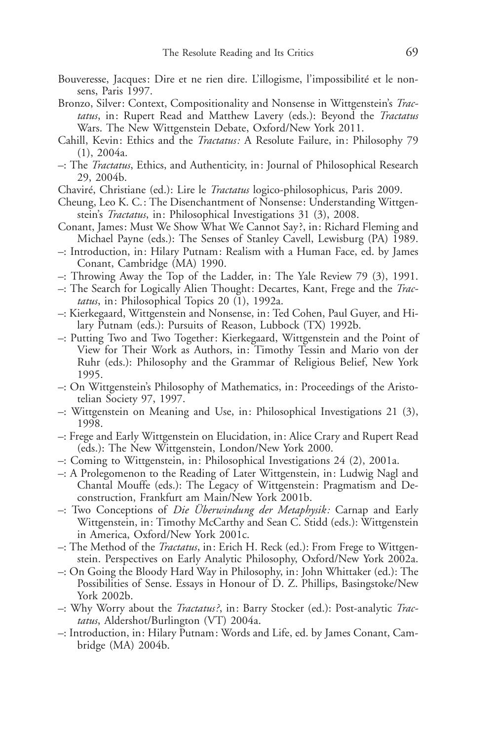Bouveresse, Jacques: Dire et ne rien dire. L'illogisme, l'impossibilité et le nonsens, Paris 1997.

Bronzo, Silver: Context, Compositionality and Nonsense in Wittgenstein's *Tractatus*, in: Rupert Read and Matthew Lavery (eds.): Beyond the *Tractatus* Wars. The New Wittgenstein Debate, Oxford/New York 2011.

Cahill, Kevin: Ethics and the *Tractatus:* A Resolute Failure, in: Philosophy 79 (1), 2004a.

–: The *Tractatus*, Ethics, and Authenticity, in: Journal of Philosophical Research 29, 2004b.

Chaviré, Christiane (ed.): Lire le *Tractatus* logico-philosophicus, Paris 2009.

Cheung, Leo K. C.: The Disenchantment of Nonsense: Understanding Wittgenstein's *Tractatus*, in: Philosophical Investigations 31 (3), 2008.

Conant, James: Must We Show What We Cannot Say?, in: Richard Fleming and Michael Payne (eds.): The Senses of Stanley Cavell, Lewisburg (PA) 1989.

–: Introduction, in: Hilary Putnam: Realism with a Human Face, ed. by James Conant, Cambridge (MA) 1990.

–: Throwing Away the Top of the Ladder, in: The Yale Review 79 (3), 1991.

–: The Search for Logically Alien Thought: Descartes, Kant, Frege and the *Tractatus*, in: Philosophical Topics 20 (1), 1992a.

–: Kierkegaard, Wittgenstein and Nonsense, in: Ted Cohen, Paul Guyer, and Hilary Putnam (eds.): Pursuits of Reason, Lubbock (TX) 1992b.

–: Putting Two and Two Together: Kierkegaard, Wittgenstein and the Point of View for Their Work as Authors, in: Timothy Tessin and Mario von der Ruhr (eds.): Philosophy and the Grammar of Religious Belief, New York 1995.

–: On Wittgenstein's Philosophy of Mathematics, in: Proceedings of the Aristotelian Society 97, 1997.

–: Wittgenstein on Meaning and Use, in: Philosophical Investigations 21 (3), 1998.

–: Frege and Early Wittgenstein on Elucidation, in: Alice Crary and Rupert Read (eds.): The New Wittgenstein, London/New York 2000.

–: Coming to Wittgenstein, in: Philosophical Investigations 24 (2), 2001a.

–: A Prolegomenon to the Reading of Later Wittgenstein, in: Ludwig Nagl and Chantal Mouffe (eds.): The Legacy of Wittgenstein: Pragmatism and Deconstruction, Frankfurt am Main/New York 2001b.

–: Two Conceptions of *Die Überwindung der Metaphysik:* Carnap and Early Wittgenstein, in: Timothy McCarthy and Sean C. Stidd (eds.): Wittgenstein in America, Oxford/New York 2001c.

–: The Method of the *Tractatus*, in: Erich H. Reck (ed.): From Frege to Wittgenstein. Perspectives on Early Analytic Philosophy, Oxford/New York 2002a.

–: On Going the Bloody Hard Way in Philosophy, in: John Whittaker (ed.): The Possibilities of Sense. Essays in Honour of D. Z. Phillips, Basingstoke/New York 2002b.

–: Why Worry about the *Tractatus?*, in: Barry Stocker (ed.): Post-analytic *Tractatus*, Aldershot/Burlington (VT) 2004a.

–: Introduction, in: Hilary Putnam: Words and Life, ed. by James Conant, Cambridge (MA) 2004b.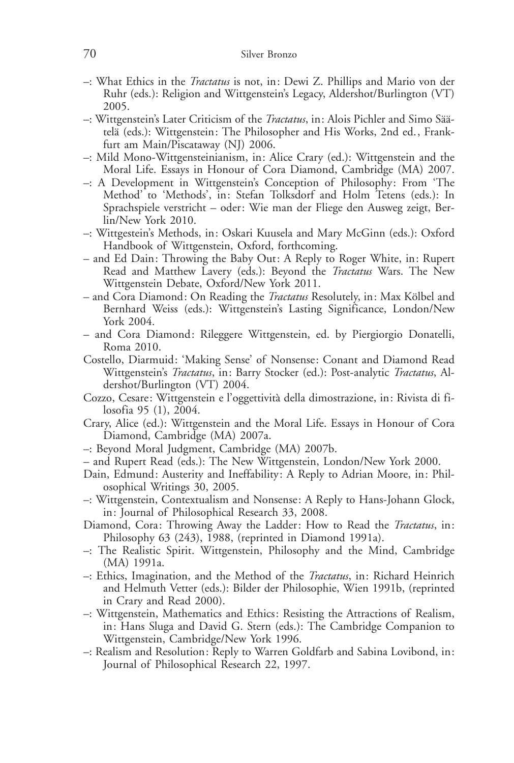–: What Ethics in the *Tractatus* is not, in: Dewi Z. Phillips and Mario von der Ruhr (eds.): Religion and Wittgenstein's Legacy, Aldershot/Burlington (VT) 2005.

–: Wittgenstein's Later Criticism of the *Tractatus*, in: Alois Pichler and Simo Säätelä (eds.): Wittgenstein: The Philosopher and His Works, 2nd ed., Frankfurt am Main/Piscataway (NJ) 2006.

–: Mild Mono-Wittgensteinianism, in: Alice Crary (ed.): Wittgenstein and the Moral Life. Essays in Honour of Cora Diamond, Cambridge (MA) 2007.

–: A Development in Wittgenstein's Conception of Philosophy: From 'The Method' to 'Methods', in: Stefan Tolksdorf and Holm Tetens (eds.): In Sprachspiele verstricht – oder: Wie man der Fliege den Ausweg zeigt, Berlin/New York 2010.

–: Wittgestein's Methods, in: Oskari Kuusela and Mary McGinn (eds.): Oxford Handbook of Wittgenstein, Oxford, forthcoming.

– and Ed Dain: Throwing the Baby Out: A Reply to Roger White, in: Rupert Read and Matthew Lavery (eds.): Beyond the *Tractatus* Wars. The New Wittgenstein Debate, Oxford/New York 2011.

– and Cora Diamond: On Reading the *Tractatus* Resolutely, in: Max Kölbel and Bernhard Weiss (eds.): Wittgenstein's Lasting Significance, London/New York 2004.

– and Cora Diamond: Rileggere Wittgenstein, ed. by Piergiorgio Donatelli, Roma 2010.

Costello, Diarmuid: 'Making Sense' of Nonsense: Conant and Diamond Read Wittgenstein's *Tractatus*, in: Barry Stocker (ed.): Post-analytic *Tractatus*, Aldershot/Burlington (VT) 2004.

Cozzo, Cesare: Wittgenstein e l'oggettività della dimostrazione, in: Rivista di filosofia 95 (1), 2004.

Crary, Alice (ed.): Wittgenstein and the Moral Life. Essays in Honour of Cora Diamond, Cambridge (MA) 2007a.

–: Beyond Moral Judgment, Cambridge (MA) 2007b.

– and Rupert Read (eds.): The New Wittgenstein, London/New York 2000.

Dain, Edmund: Austerity and Ineffability: A Reply to Adrian Moore, in: Philosophical Writings 30, 2005.

–: Wittgenstein, Contextualism and Nonsense: A Reply to Hans-Johann Glock, in: Journal of Philosophical Research 33, 2008.

Diamond, Cora: Throwing Away the Ladder: How to Read the *Tractatus*, in: Philosophy 63 (243), 1988, (reprinted in Diamond 1991a).

–: The Realistic Spirit. Wittgenstein, Philosophy and the Mind, Cambridge (MA) 1991a.

–: Ethics, Imagination, and the Method of the *Tractatus*, in: Richard Heinrich and Helmuth Vetter (eds.): Bilder der Philosophie, Wien 1991b, (reprinted in Crary and Read 2000).

–: Wittgenstein, Mathematics and Ethics: Resisting the Attractions of Realism, in: Hans Sluga and David G. Stern (eds.): The Cambridge Companion to Wittgenstein, Cambridge/New York 1996.

–: Realism and Resolution: Reply to Warren Goldfarb and Sabina Lovibond, in: Journal of Philosophical Research 22, 1997.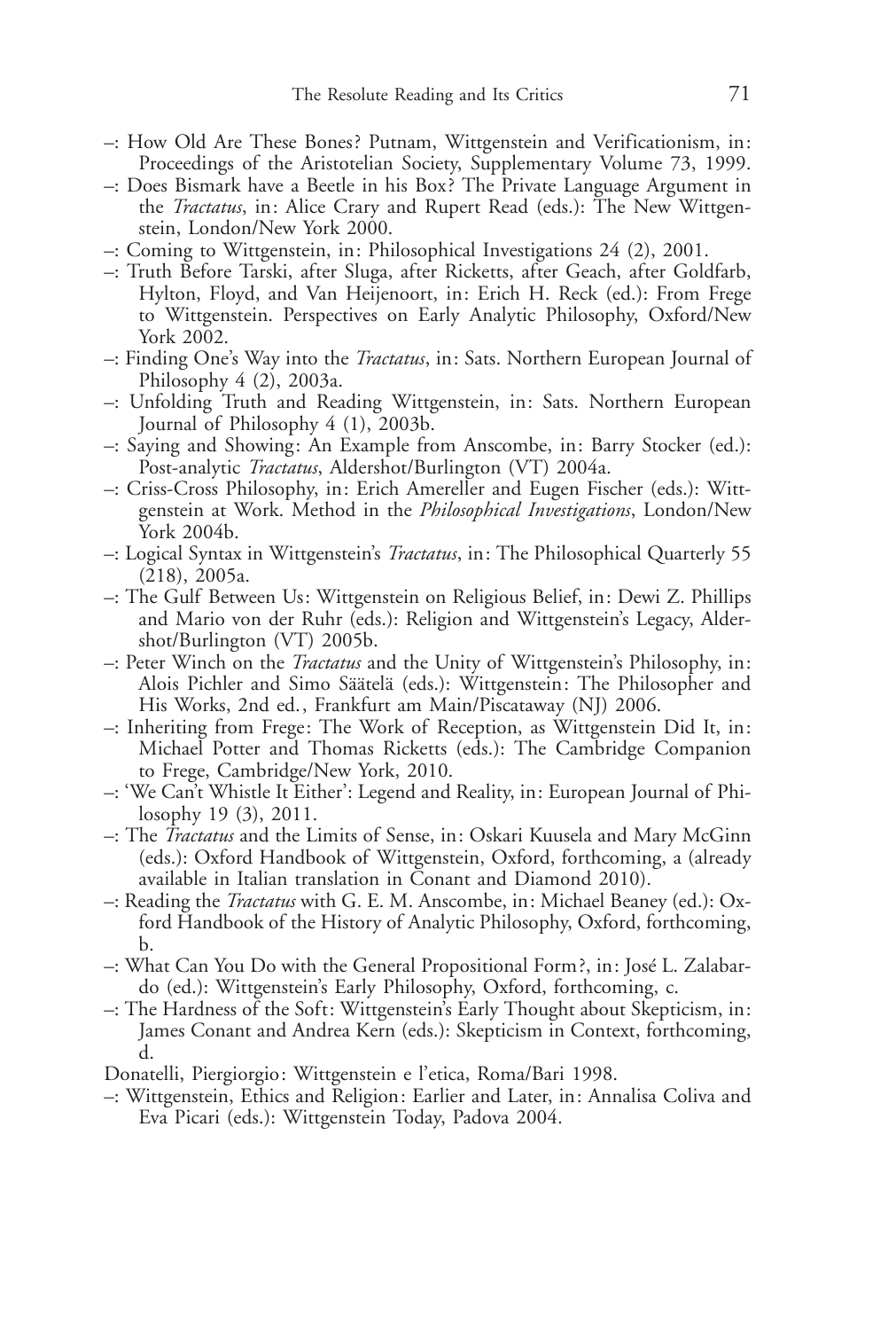–: How Old Are These Bones? Putnam, Wittgenstein and Verificationism, in: Proceedings of the Aristotelian Society, Supplementary Volume 73, 1999.

–: Does Bismark have a Beetle in his Box? The Private Language Argument in the *Tractatus*, in: Alice Crary and Rupert Read (eds.): The New Wittgenstein, London/New York 2000.

–: Coming to Wittgenstein, in: Philosophical Investigations 24 (2), 2001.

–: Truth Before Tarski, after Sluga, after Ricketts, after Geach, after Goldfarb, Hylton, Floyd, and Van Heijenoort, in: Erich H. Reck (ed.): From Frege to Wittgenstein. Perspectives on Early Analytic Philosophy, Oxford/New York 2002.

–: Finding One's Way into the *Tractatus*, in: Sats. Northern European Journal of Philosophy 4 (2), 2003a.

–: Unfolding Truth and Reading Wittgenstein, in: Sats. Northern European Journal of Philosophy 4 (1), 2003b.

–: Saying and Showing: An Example from Anscombe, in: Barry Stocker (ed.): Post-analytic *Tractatus*, Aldershot/Burlington (VT) 2004a.

–: Criss-Cross Philosophy, in: Erich Amereller and Eugen Fischer (eds.): Wittgenstein at Work. Method in the *Philosophical Investigations*, London/New York 2004b.

–: Logical Syntax in Wittgenstein's *Tractatus*, in: The Philosophical Quarterly 55 (218), 2005a.

–: The Gulf Between Us: Wittgenstein on Religious Belief, in: Dewi Z. Phillips and Mario von der Ruhr (eds.): Religion and Wittgenstein's Legacy, Aldershot/Burlington (VT) 2005b.

–: Peter Winch on the *Tractatus* and the Unity of Wittgenstein's Philosophy, in: Alois Pichler and Simo Säätelä (eds.): Wittgenstein: The Philosopher and His Works, 2nd ed., Frankfurt am Main/Piscataway (NJ) 2006.

–: Inheriting from Frege: The Work of Reception, as Wittgenstein Did It, in: Michael Potter and Thomas Ricketts (eds.): The Cambridge Companion to Frege, Cambridge/New York, 2010.

–: 'We Can't Whistle It Either': Legend and Reality, in: European Journal of Philosophy 19 (3), 2011.

–: The *Tractatus* and the Limits of Sense, in: Oskari Kuusela and Mary McGinn (eds.): Oxford Handbook of Wittgenstein, Oxford, forthcoming, a (already available in Italian translation in Conant and Diamond 2010).

–: Reading the *Tractatus* with G. E. M. Anscombe, in: Michael Beaney (ed.): Oxford Handbook of the History of Analytic Philosophy, Oxford, forthcoming, b.

–: What Can You Do with the General Propositional Form?, in: José L. Zalabardo (ed.): Wittgenstein's Early Philosophy, Oxford, forthcoming, c.

–: The Hardness of the Soft: Wittgenstein's Early Thought about Skepticism, in: James Conant and Andrea Kern (eds.): Skepticism in Context, forthcoming, d.

Donatelli, Piergiorgio: Wittgenstein e l'etica, Roma/Bari 1998.

–: Wittgenstein, Ethics and Religion: Earlier and Later, in: Annalisa Coliva and Eva Picari (eds.): Wittgenstein Today, Padova 2004.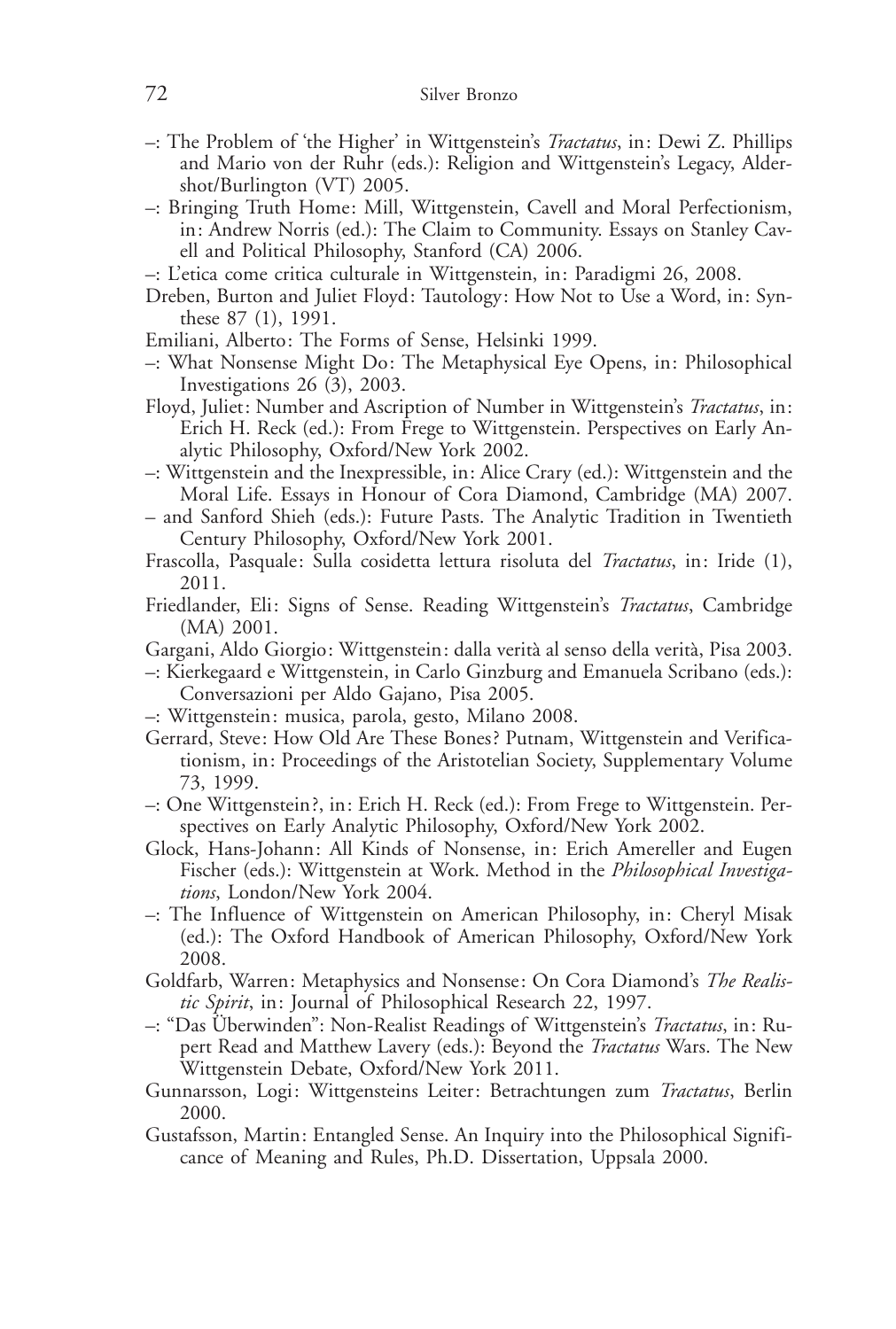–: The Problem of 'the Higher' in Wittgenstein's *Tractatus*, in: Dewi Z. Phillips and Mario von der Ruhr (eds.): Religion and Wittgenstein's Legacy, Aldershot/Burlington (VT) 2005.

–: Bringing Truth Home: Mill, Wittgenstein, Cavell and Moral Perfectionism, in: Andrew Norris (ed.): The Claim to Community. Essays on Stanley Cavell and Political Philosophy, Stanford (CA) 2006.

–: L'etica come critica culturale in Wittgenstein, in: Paradigmi 26, 2008.

Dreben, Burton and Juliet Floyd: Tautology: How Not to Use a Word, in: Synthese 87 (1), 1991.

Emiliani, Alberto: The Forms of Sense, Helsinki 1999.

–: What Nonsense Might Do: The Metaphysical Eye Opens, in: Philosophical Investigations 26 (3), 2003.

Floyd, Juliet: Number and Ascription of Number in Wittgenstein's *Tractatus*, in: Erich H. Reck (ed.): From Frege to Wittgenstein. Perspectives on Early Analytic Philosophy, Oxford/New York 2002.

–: Wittgenstein and the Inexpressible, in: Alice Crary (ed.): Wittgenstein and the Moral Life. Essays in Honour of Cora Diamond, Cambridge (MA) 2007.

– and Sanford Shieh (eds.): Future Pasts. The Analytic Tradition in Twentieth Century Philosophy, Oxford/New York 2001.

Frascolla, Pasquale: Sulla cosidetta lettura risoluta del *Tractatus*, in: Iride (1), 2011.

Friedlander, Eli: Signs of Sense. Reading Wittgenstein's *Tractatus*, Cambridge (MA) 2001.

Gargani, Aldo Giorgio: Wittgenstein: dalla verità al senso della verità, Pisa 2003.

–: Kierkegaard e Wittgenstein, in Carlo Ginzburg and Emanuela Scribano (eds.): Conversazioni per Aldo Gajano, Pisa 2005.

–: Wittgenstein: musica, parola, gesto, Milano 2008.

Gerrard, Steve: How Old Are These Bones? Putnam, Wittgenstein and Verificationism, in: Proceedings of the Aristotelian Society, Supplementary Volume 73, 1999.

–: One Wittgenstein?, in: Erich H. Reck (ed.): From Frege to Wittgenstein. Perspectives on Early Analytic Philosophy, Oxford/New York 2002.

Glock, Hans-Johann: All Kinds of Nonsense, in: Erich Amereller and Eugen Fischer (eds.): Wittgenstein at Work. Method in the *Philosophical Investigations*, London/New York 2004.

–: The Influence of Wittgenstein on American Philosophy, in: Cheryl Misak (ed.): The Oxford Handbook of American Philosophy, Oxford/New York 2008.

Goldfarb, Warren: Metaphysics and Nonsense: On Cora Diamond's *The Realistic Spirit*, in: Journal of Philosophical Research 22, 1997.

–: "Das Überwinden": Non-Realist Readings of Wittgenstein's *Tractatus*, in: Rupert Read and Matthew Lavery (eds.): Beyond the *Tractatus* Wars. The New Wittgenstein Debate, Oxford/New York 2011.

Gunnarsson, Logi: Wittgensteins Leiter: Betrachtungen zum *Tractatus*, Berlin 2000.

Gustafsson, Martin: Entangled Sense. An Inquiry into the Philosophical Significance of Meaning and Rules, Ph.D. Dissertation, Uppsala 2000.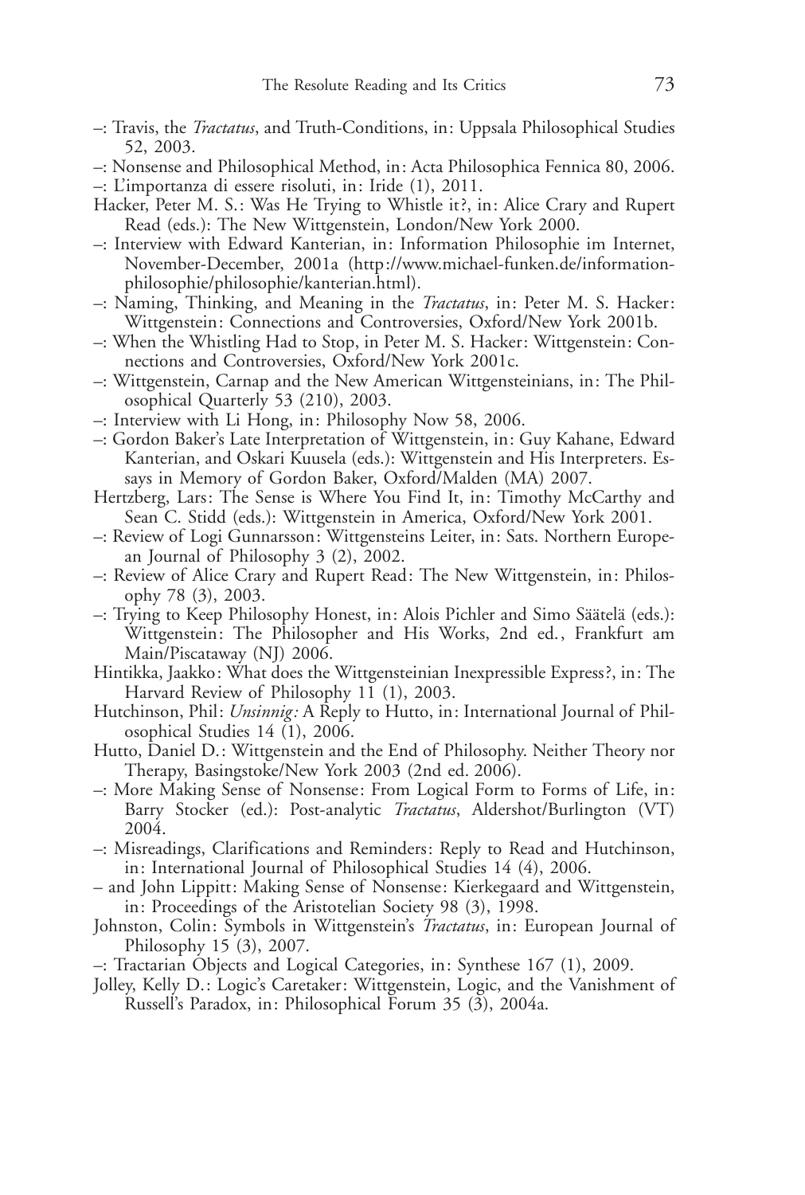–: Travis, the *Tractatus*, and Truth-Conditions, in: Uppsala Philosophical Studies 52, 2003.

–: Nonsense and Philosophical Method, in: Acta Philosophica Fennica 80, 2006.

–: L'importanza di essere risoluti, in: Iride (1), 2011.

Hacker, Peter M. S.: Was He Trying to Whistle it?, in: Alice Crary and Rupert Read (eds.): The New Wittgenstein, London/New York 2000.

–: Interview with Edward Kanterian, in: Information Philosophie im Internet, November-December, 2001a (http://www.michael-funken.de/information-philosophie/philosophie/kanterian.html).

–: Naming, Thinking, and Meaning in the *Tractatus*, in: Peter M. S. Hacker: Wittgenstein: Connections and Controversies, Oxford/New York 2001b.

–: When the Whistling Had to Stop, in Peter M. S. Hacker: Wittgenstein: Connections and Controversies, Oxford/New York 2001c.

–: Wittgenstein, Carnap and the New American Wittgensteinians, in: The Philosophical Quarterly 53 (210), 2003.

–: Interview with Li Hong, in: Philosophy Now 58, 2006.

–: Gordon Baker's Late Interpretation of Wittgenstein, in: Guy Kahane, Edward Kanterian, and Oskari Kuusela (eds.): Wittgenstein and His Interpreters. Essays in Memory of Gordon Baker, Oxford/Malden (MA) 2007.

Hertzberg, Lars: The Sense is Where You Find It, in: Timothy McCarthy and Sean C. Stidd (eds.): Wittgenstein in America, Oxford/New York 2001.

–: Review of Logi Gunnarsson: Wittgensteins Leiter, in: Sats. Northern European Journal of Philosophy 3 (2), 2002.

–: Review of Alice Crary and Rupert Read: The New Wittgenstein, in: Philosophy 78 (3), 2003.

–: Trying to Keep Philosophy Honest, in: Alois Pichler and Simo Säätelä (eds.): Wittgenstein: The Philosopher and His Works, 2nd ed., Frankfurt am Main/Piscataway (NJ) 2006.

Hintikka, Jaakko: What does the Wittgensteinian Inexpressible Express?, in: The Harvard Review of Philosophy 11 (1), 2003.

Hutchinson, Phil: *Unsinnig:* A Reply to Hutto, in: International Journal of Philosophical Studies 14 (1), 2006.

Hutto, Daniel D.: Wittgenstein and the End of Philosophy. Neither Theory nor Therapy, Basingstoke/New York 2003 (2nd ed. 2006).

–: More Making Sense of Nonsense: From Logical Form to Forms of Life, in: Barry Stocker (ed.): Post-analytic *Tractatus*, Aldershot/Burlington (VT) 2004.

–: Misreadings, Clarifications and Reminders: Reply to Read and Hutchinson, in: International Journal of Philosophical Studies 14 (4), 2006.

– and John Lippitt: Making Sense of Nonsense: Kierkegaard and Wittgenstein, in: Proceedings of the Aristotelian Society 98 (3), 1998.

Johnston, Colin: Symbols in Wittgenstein's *Tractatus*, in: European Journal of Philosophy 15 (3), 2007.

–: Tractarian Objects and Logical Categories, in: Synthese 167 (1), 2009.

Jolley, Kelly D.: Logic's Caretaker: Wittgenstein, Logic, and the Vanishment of Russell's Paradox, in: Philosophical Forum 35 (3), 2004a.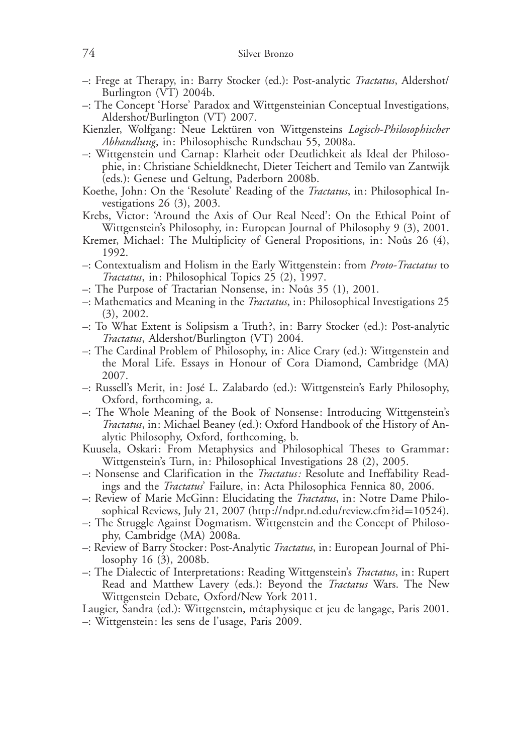–: Frege at Therapy, in: Barry Stocker (ed.): Post-analytic *Tractatus*, Aldershot/ Burlington (VT) 2004b.

–: The Concept 'Horse' Paradox and Wittgensteinian Conceptual Investigations, Aldershot/Burlington (VT) 2007.

Kienzler, Wolfgang: Neue Lektüren von Wittgensteins *Logisch-Philosophischer Abhandlung*, in: Philosophische Rundschau 55, 2008a.

–: Wittgenstein und Carnap: Klarheit oder Deutlichkeit als Ideal der Philosophie, in: Christiane Schieldknecht, Dieter Teichert and Temilo van Zantwijk (eds.): Genese und Geltung, Paderborn 2008b.

Koethe, John: On the 'Resolute' Reading of the *Tractatus*, in: Philosophical Investigations 26 (3), 2003.

Krebs, Victor: 'Around the Axis of Our Real Need': On the Ethical Point of Wittgenstein's Philosophy, in: European Journal of Philosophy 9 (3), 2001.

Kremer, Michael: The Multiplicity of General Propositions, in: Noûs 26 (4), 1992.

–: Contextualism and Holism in the Early Wittgenstein: from *Proto-Tractatus* to *Tractatus*, in: Philosophical Topics 25 (2), 1997.

–: The Purpose of Tractarian Nonsense, in: Noûs 35 (1), 2001.

–: Mathematics and Meaning in the *Tractatus*, in: Philosophical Investigations 25 (3), 2002.

–: To What Extent is Solipsism a Truth?, in: Barry Stocker (ed.): Post-analytic *Tractatus*, Aldershot/Burlington (VT) 2004.

–: The Cardinal Problem of Philosophy, in: Alice Crary (ed.): Wittgenstein and the Moral Life. Essays in Honour of Cora Diamond, Cambridge (MA) 2007.

–: Russell's Merit, in: José L. Zalabardo (ed.): Wittgenstein's Early Philosophy, Oxford, forthcoming, a.

–: The Whole Meaning of the Book of Nonsense: Introducing Wittgenstein's *Tractatus*, in: Michael Beaney (ed.): Oxford Handbook of the History of Analytic Philosophy, Oxford, forthcoming, b.

Kuusela, Oskari: From Metaphysics and Philosophical Theses to Grammar: Wittgenstein's Turn, in: Philosophical Investigations 28 (2), 2005.

–: Nonsense and Clarification in the *Tractatus:* Resolute and Ineffability Readings and the *Tractatus*' Failure, in: Acta Philosophica Fennica 80, 2006.

–: Review of Marie McGinn: Elucidating the *Tractatus*, in: Notre Dame Philosophical Reviews, July 21, 2007 (http://ndpr.nd.edu/review.cfm?id=10524).

–: The Struggle Against Dogmatism. Wittgenstein and the Concept of Philosophy, Cambridge (MA) 2008a.

–: Review of Barry Stocker: Post-Analytic *Tractatus*, in: European Journal of Philosophy 16 (3), 2008b.

–: The Dialectic of Interpretations: Reading Wittgenstein's *Tractatus*, in: Rupert Read and Matthew Lavery (eds.): Beyond the *Tractatus* Wars. The New Wittgenstein Debate, Oxford/New York 2011.

Laugier, Sandra (ed.): Wittgenstein, métaphysique et jeu de langage, Paris 2001.

–: Wittgenstein: les sens de l'usage, Paris 2009.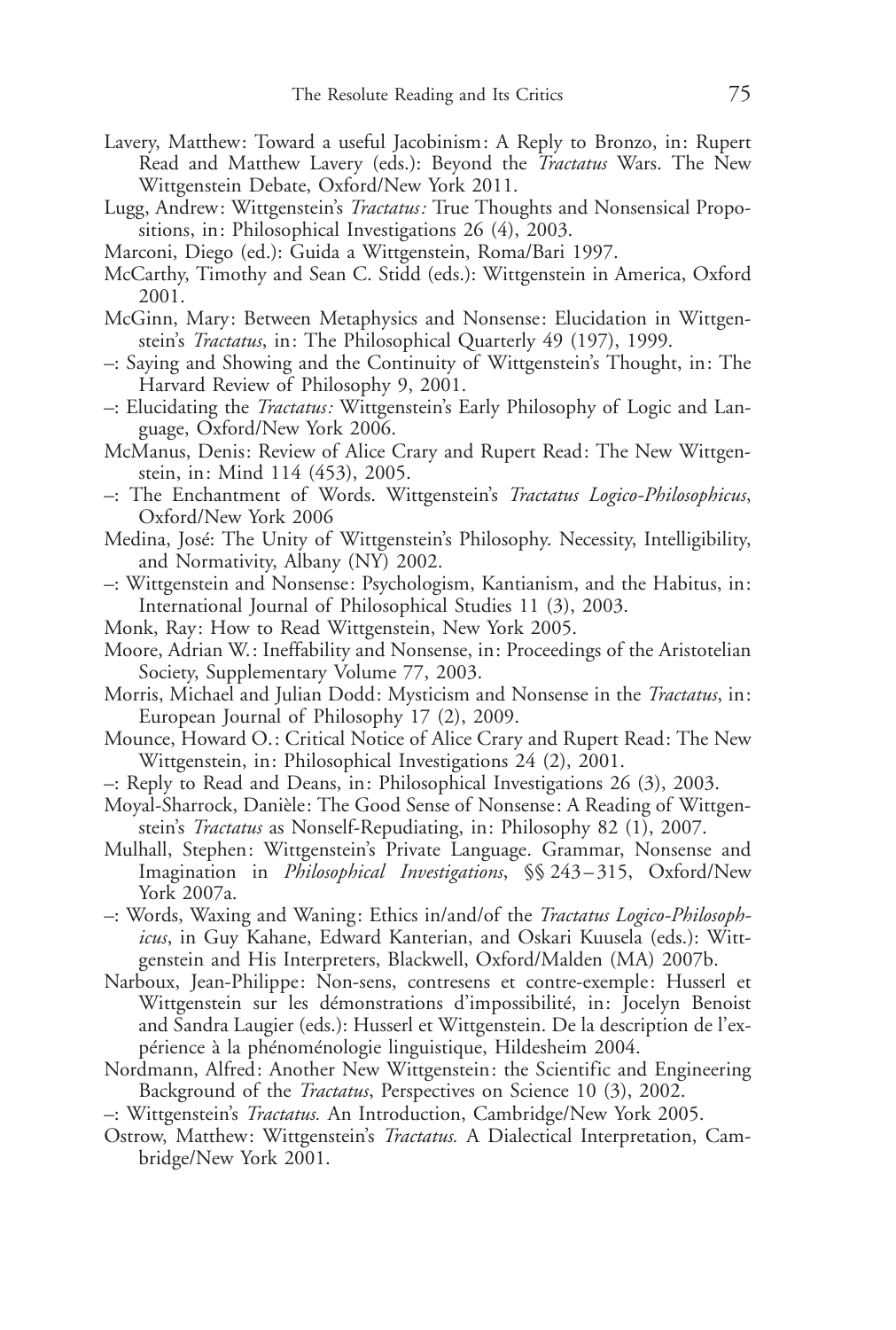Lavery, Matthew: Toward a useful Jacobinism: A Reply to Bronzo, in: Rupert Read and Matthew Lavery (eds.): Beyond the *Tractatus* Wars. The New Wittgenstein Debate, Oxford/New York 2011.

Lugg, Andrew: Wittgenstein's *Tractatus:* True Thoughts and Nonsensical Propositions, in: Philosophical Investigations 26 (4), 2003.

Marconi, Diego (ed.): Guida a Wittgenstein, Roma/Bari 1997.

McCarthy, Timothy and Sean C. Stidd (eds.): Wittgenstein in America, Oxford 2001.

McGinn, Mary: Between Metaphysics and Nonsense: Elucidation in Wittgenstein's *Tractatus*, in: The Philosophical Quarterly 49 (197), 1999.

–: Saying and Showing and the Continuity of Wittgenstein's Thought, in: The Harvard Review of Philosophy 9, 2001.

–: Elucidating the *Tractatus:* Wittgenstein's Early Philosophy of Logic and Language, Oxford/New York 2006.

McManus, Denis: Review of Alice Crary and Rupert Read: The New Wittgenstein, in: Mind 114 (453), 2005.

–: The Enchantment of Words. Wittgenstein's *Tractatus Logico-Philosophicus*, Oxford/New York 2006

Medina, José: The Unity of Wittgenstein's Philosophy. Necessity, Intelligibility, and Normativity, Albany (NY) 2002.

–: Wittgenstein and Nonsense: Psychologism, Kantianism, and the Habitus, in: International Journal of Philosophical Studies 11 (3), 2003.

Monk, Ray: How to Read Wittgenstein, New York 2005.

Moore, Adrian W.: Ineffability and Nonsense, in: Proceedings of the Aristotelian Society, Supplementary Volume 77, 2003.

Morris, Michael and Julian Dodd: Mysticism and Nonsense in the *Tractatus*, in: European Journal of Philosophy 17 (2), 2009.

Mounce, Howard O.: Critical Notice of Alice Crary and Rupert Read: The New Wittgenstein, in: Philosophical Investigations 24 (2), 2001.

–: Reply to Read and Deans, in: Philosophical Investigations 26 (3), 2003.

Moyal-Sharrock, Danièle: The Good Sense of Nonsense: A Reading of Wittgenstein's *Tractatus* as Nonself-Repudiating, in: Philosophy 82 (1), 2007.

Mulhall, Stephen: Wittgenstein's Private Language. Grammar, Nonsense and Imagination in *Philosophical Investigations*, §§ 243–315, Oxford/New York 2007a.

–: Words, Waxing and Waning: Ethics in/and/of the *Tractatus Logico-Philosophicus*, in Guy Kahane, Edward Kanterian, and Oskari Kuusela (eds.): Wittgenstein and His Interpreters, Blackwell, Oxford/Malden (MA) 2007b.

Narboux, Jean-Philippe: Non-sens, contresens et contre-exemple: Husserl et Wittgenstein sur les démonstrations d'impossibilité, in: Jocelyn Benoist and Sandra Laugier (eds.): Husserl et Wittgenstein. De la description de l'expérience à la phénoménologie linguistique, Hildesheim 2004.

Nordmann, Alfred: Another New Wittgenstein: the Scientific and Engineering Background of the *Tractatus*, Perspectives on Science 10 (3), 2002.

–: Wittgenstein's *Tractatus.* An Introduction, Cambridge/New York 2005.

Ostrow, Matthew: Wittgenstein's *Tractatus.* A Dialectical Interpretation, Cambridge/New York 2001.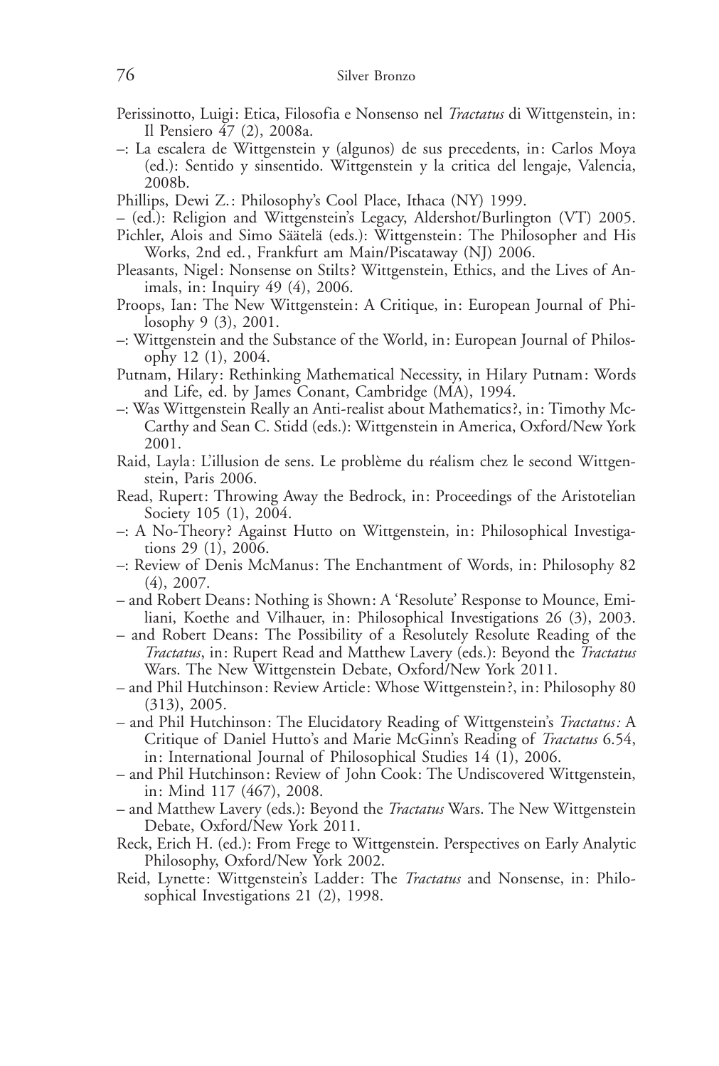Perissinotto, Luigi: Etica, Filosofia e Nonsenso nel *Tractatus* di Wittgenstein, in: Il Pensiero 47 (2), 2008a.

–: La escalera de Wittgenstein y (algunos) de sus precedents, in: Carlos Moya (ed.): Sentido y sinsentido. Wittgenstein y la critica del lengaje, Valencia, 2008b.

Phillips, Dewi Z.: Philosophy's Cool Place, Ithaca (NY) 1999.

– (ed.): Religion and Wittgenstein's Legacy, Aldershot/Burlington (VT) 2005.

Pichler, Alois and Simo Säätelä (eds.): Wittgenstein: The Philosopher and His Works, 2nd ed., Frankfurt am Main/Piscataway (NJ) 2006.

Pleasants, Nigel: Nonsense on Stilts? Wittgenstein, Ethics, and the Lives of Animals, in: Inquiry 49 (4), 2006.

Proops, Ian: The New Wittgenstein: A Critique, in: European Journal of Philosophy 9 (3), 2001.

–: Wittgenstein and the Substance of the World, in: European Journal of Philosophy 12 (1), 2004.

Putnam, Hilary: Rethinking Mathematical Necessity, in Hilary Putnam: Words and Life, ed. by James Conant, Cambridge (MA), 1994.

–: Was Wittgenstein Really an Anti-realist about Mathematics?, in: Timothy McCarthy and Sean C. Stidd (eds.): Wittgenstein in America, Oxford/New York 2001.

Raid, Layla: L'illusion de sens. Le problème du réalism chez le second Wittgenstein, Paris 2006.

Read, Rupert: Throwing Away the Bedrock, in: Proceedings of the Aristotelian Society 105 (1), 2004.

–: A No-Theory? Against Hutto on Wittgenstein, in: Philosophical Investigations 29 (1), 2006.

–: Review of Denis McManus: The Enchantment of Words, in: Philosophy 82 (4), 2007.

– and Robert Deans: Nothing is Shown: A 'Resolute' Response to Mounce, Emiliani, Koethe and Vilhauer, in: Philosophical Investigations 26 (3), 2003.

– and Robert Deans: The Possibility of a Resolutely Resolute Reading of the *Tractatus*, in: Rupert Read and Matthew Lavery (eds.): Beyond the *Tractatus* Wars. The New Wittgenstein Debate, Oxford/New York 2011.

– and Phil Hutchinson: Review Article: Whose Wittgenstein?, in: Philosophy 80 (313), 2005.

– and Phil Hutchinson: The Elucidatory Reading of Wittgenstein's *Tractatus:* A Critique of Daniel Hutto's and Marie McGinn's Reading of *Tractatus* 6.54, in: International Journal of Philosophical Studies 14 (1), 2006.

– and Phil Hutchinson: Review of John Cook: The Undiscovered Wittgenstein, in: Mind 117 (467), 2008.

– and Matthew Lavery (eds.): Beyond the *Tractatus* Wars. The New Wittgenstein Debate, Oxford/New York 2011.

Reck, Erich H. (ed.): From Frege to Wittgenstein. Perspectives on Early Analytic Philosophy, Oxford/New York 2002.

Reid, Lynette: Wittgenstein's Ladder: The *Tractatus* and Nonsense, in: Philosophical Investigations 21 (2), 1998.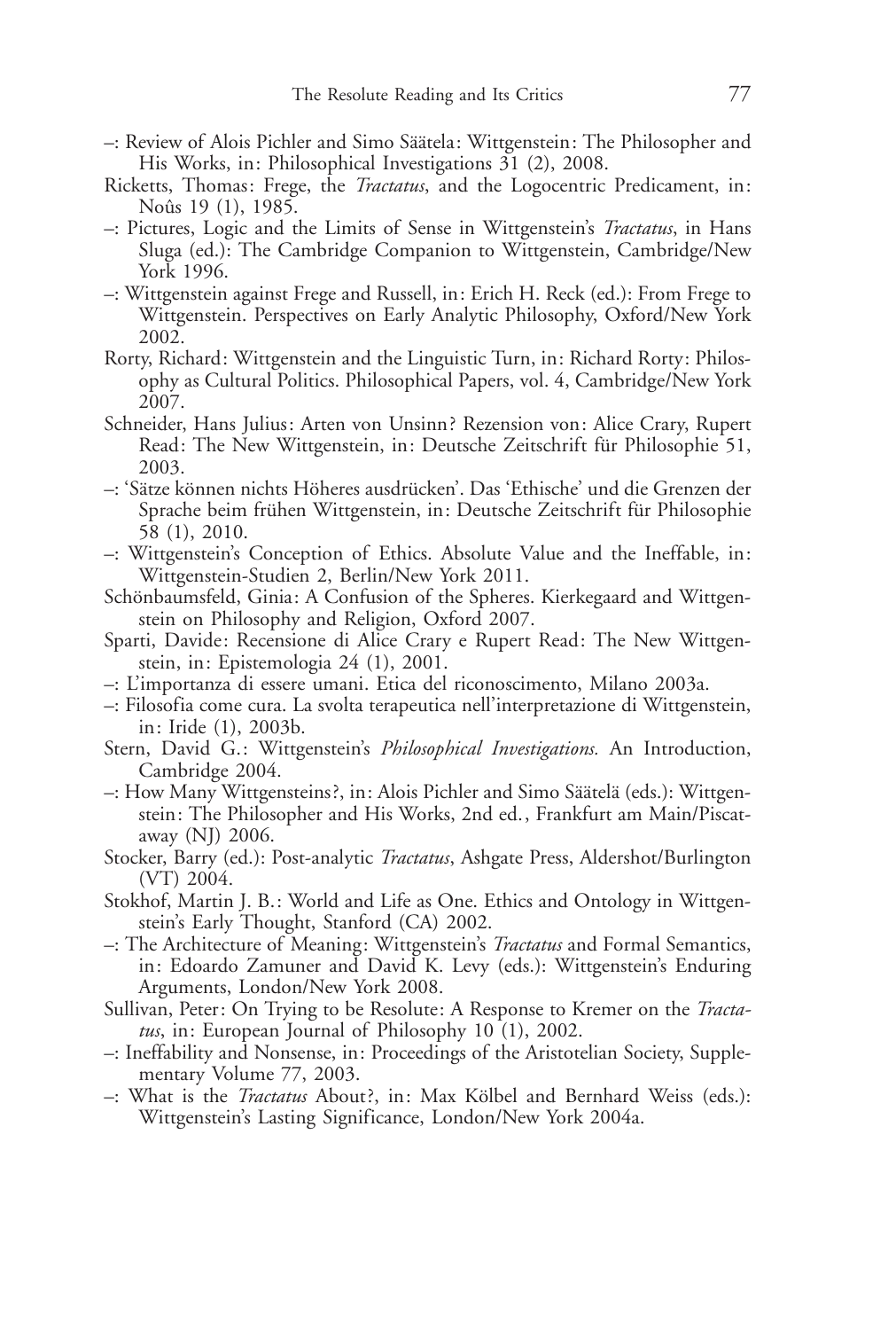–: Review of Alois Pichler and Simo Säätela: Wittgenstein: The Philosopher and His Works, in: Philosophical Investigations 31 (2), 2008.

Ricketts, Thomas: Frege, the *Tractatus*, and the Logocentric Predicament, in: Noûs 19 (1), 1985.

–: Pictures, Logic and the Limits of Sense in Wittgenstein's *Tractatus*, in Hans Sluga (ed.): The Cambridge Companion to Wittgenstein, Cambridge/New York 1996.

–: Wittgenstein against Frege and Russell, in: Erich H. Reck (ed.): From Frege to Wittgenstein. Perspectives on Early Analytic Philosophy, Oxford/New York 2002.

Rorty, Richard: Wittgenstein and the Linguistic Turn, in: Richard Rorty: Philosophy as Cultural Politics. Philosophical Papers, vol. 4, Cambridge/New York 2007.

Schneider, Hans Julius: Arten von Unsinn? Rezension von: Alice Crary, Rupert Read: The New Wittgenstein, in: Deutsche Zeitschrift für Philosophie 51, 2003.

–: 'Sätze können nichts Höheres ausdrücken'. Das 'Ethische' und die Grenzen der Sprache beim frühen Wittgenstein, in: Deutsche Zeitschrift für Philosophie 58 (1), 2010.

–: Wittgenstein's Conception of Ethics. Absolute Value and the Ineffable, in: Wittgenstein-Studien 2, Berlin/New York 2011.

Schönbaumsfeld, Ginia: A Confusion of the Spheres. Kierkegaard and Wittgenstein on Philosophy and Religion, Oxford 2007.

Sparti, Davide: Recensione di Alice Crary e Rupert Read: The New Wittgenstein, in: Epistemologia 24 (1), 2001.

–: L'importanza di essere umani. Etica del riconoscimento, Milano 2003a.

–: Filosofia come cura. La svolta terapeutica nell'interpretazione di Wittgenstein, in: Iride (1), 2003b.

Stern, David G.: Wittgenstein's *Philosophical Investigations.* An Introduction, Cambridge 2004.

–: How Many Wittgensteins?, in: Alois Pichler and Simo Säätelä (eds.): Wittgenstein: The Philosopher and His Works, 2nd ed., Frankfurt am Main/Piscataway (NJ) 2006.

Stocker, Barry (ed.): Post-analytic *Tractatus*, Ashgate Press, Aldershot/Burlington (VT) 2004.

Stokhof, Martin J. B.: World and Life as One. Ethics and Ontology in Wittgenstein's Early Thought, Stanford (CA) 2002.

–: The Architecture of Meaning: Wittgenstein's *Tractatus* and Formal Semantics, in: Edoardo Zamuner and David K. Levy (eds.): Wittgenstein's Enduring Arguments, London/New York 2008.

Sullivan, Peter: On Trying to be Resolute: A Response to Kremer on the *Tractatus*, in: European Journal of Philosophy 10 (1), 2002.

–: Ineffability and Nonsense, in: Proceedings of the Aristotelian Society, Supplementary Volume 77, 2003.

–: What is the *Tractatus* About?, in: Max Kölbel and Bernhard Weiss (eds.): Wittgenstein's Lasting Significance, London/New York 2004a.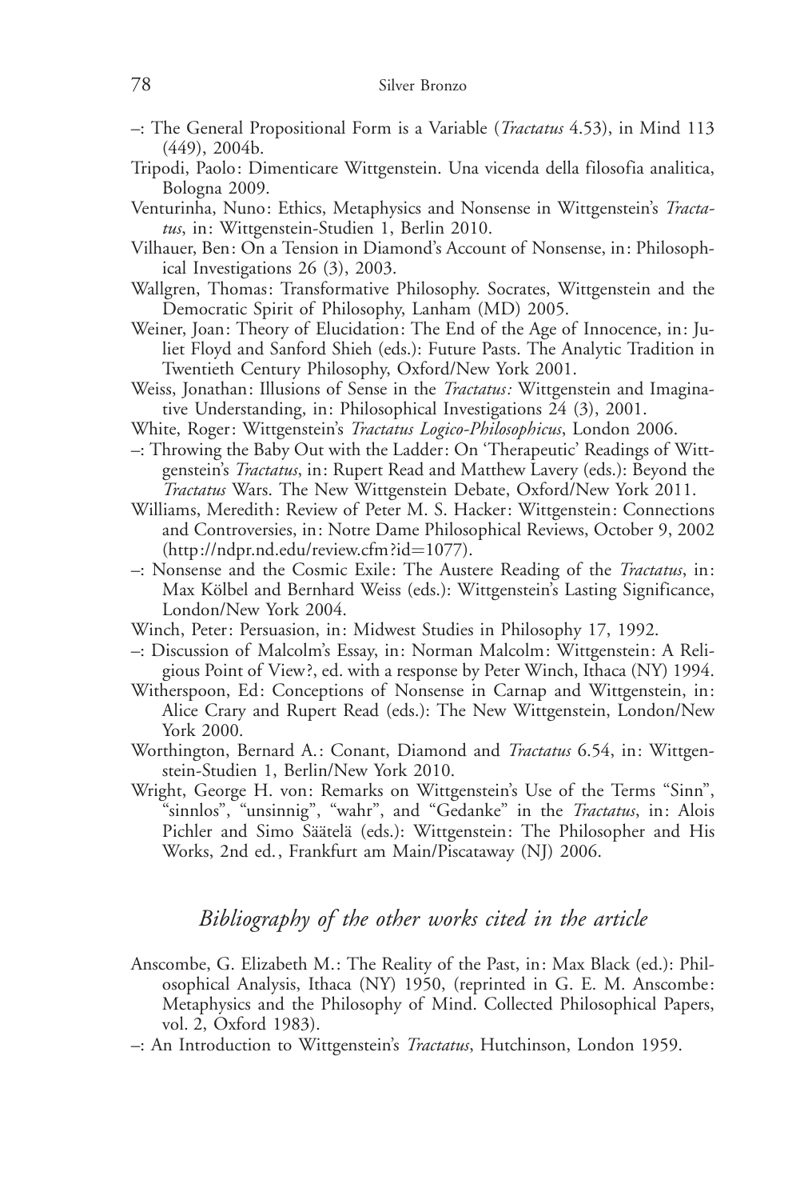–: The General Propositional Form is a Variable (*Tractatus* 4.53), in Mind 113 (449), 2004b.

Tripodi, Paolo: Dimenticare Wittgenstein. Una vicenda della filosofia analitica, Bologna 2009.

Venturinha, Nuno: Ethics, Metaphysics and Nonsense in Wittgenstein's *Tractatus*, in: Wittgenstein-Studien 1, Berlin 2010.

Vilhauer, Ben: On a Tension in Diamond's Account of Nonsense, in: Philosophical Investigations 26 (3), 2003.

Wallgren, Thomas: Transformative Philosophy. Socrates, Wittgenstein and the Democratic Spirit of Philosophy, Lanham (MD) 2005.

Weiner, Joan: Theory of Elucidation: The End of the Age of Innocence, in: Juliet Floyd and Sanford Shieh (eds.): Future Pasts. The Analytic Tradition in Twentieth Century Philosophy, Oxford/New York 2001.

Weiss, Jonathan: Illusions of Sense in the *Tractatus:* Wittgenstein and Imaginative Understanding, in: Philosophical Investigations 24 (3), 2001.

White, Roger: Wittgenstein's *Tractatus Logico-Philosophicus*, London 2006.

–: Throwing the Baby Out with the Ladder: On 'Therapeutic' Readings of Wittgenstein's *Tractatus*, in: Rupert Read and Matthew Lavery (eds.): Beyond the *Tractatus* Wars. The New Wittgenstein Debate, Oxford/New York 2011.

Williams, Meredith: Review of Peter M. S. Hacker: Wittgenstein: Connections and Controversies, in: Notre Dame Philosophical Reviews, October 9, 2002 (http://ndpr.nd.edu/review.cfm?id=1077).

–: Nonsense and the Cosmic Exile: The Austere Reading of the *Tractatus*, in: Max Kölbel and Bernhard Weiss (eds.): Wittgenstein's Lasting Significance, London/New York 2004.

Winch, Peter: Persuasion, in: Midwest Studies in Philosophy 17, 1992.

–: Discussion of Malcolm's Essay, in: Norman Malcolm: Wittgenstein: A Religious Point of View?, ed. with a response by Peter Winch, Ithaca (NY) 1994.

Witherspoon, Ed: Conceptions of Nonsense in Carnap and Wittgenstein, in: Alice Crary and Rupert Read (eds.): The New Wittgenstein, London/New York 2000.

Worthington, Bernard A.: Conant, Diamond and *Tractatus* 6.54, in: Wittgenstein-Studien 1, Berlin/New York 2010.

Wright, George H. von: Remarks on Wittgenstein's Use of the Terms "Sinn", "sinnlos", "unsinnig", "wahr", and "Gedanke" in the *Tractatus*, in: Alois Pichler and Simo Säätelä (eds.): Wittgenstein: The Philosopher and His Works, 2nd ed., Frankfurt am Main/Piscataway (NJ) 2006.

## *Bibliography of the other works cited in the article*

Anscombe, G. Elizabeth M.: The Reality of the Past, in: Max Black (ed.): Philosophical Analysis, Ithaca (NY) 1950, (reprinted in G. E. M. Anscombe: Metaphysics and the Philosophy of Mind. Collected Philosophical Papers, vol. 2, Oxford 1983).

–: An Introduction to Wittgenstein's *Tractatus*, Hutchinson, London 1959.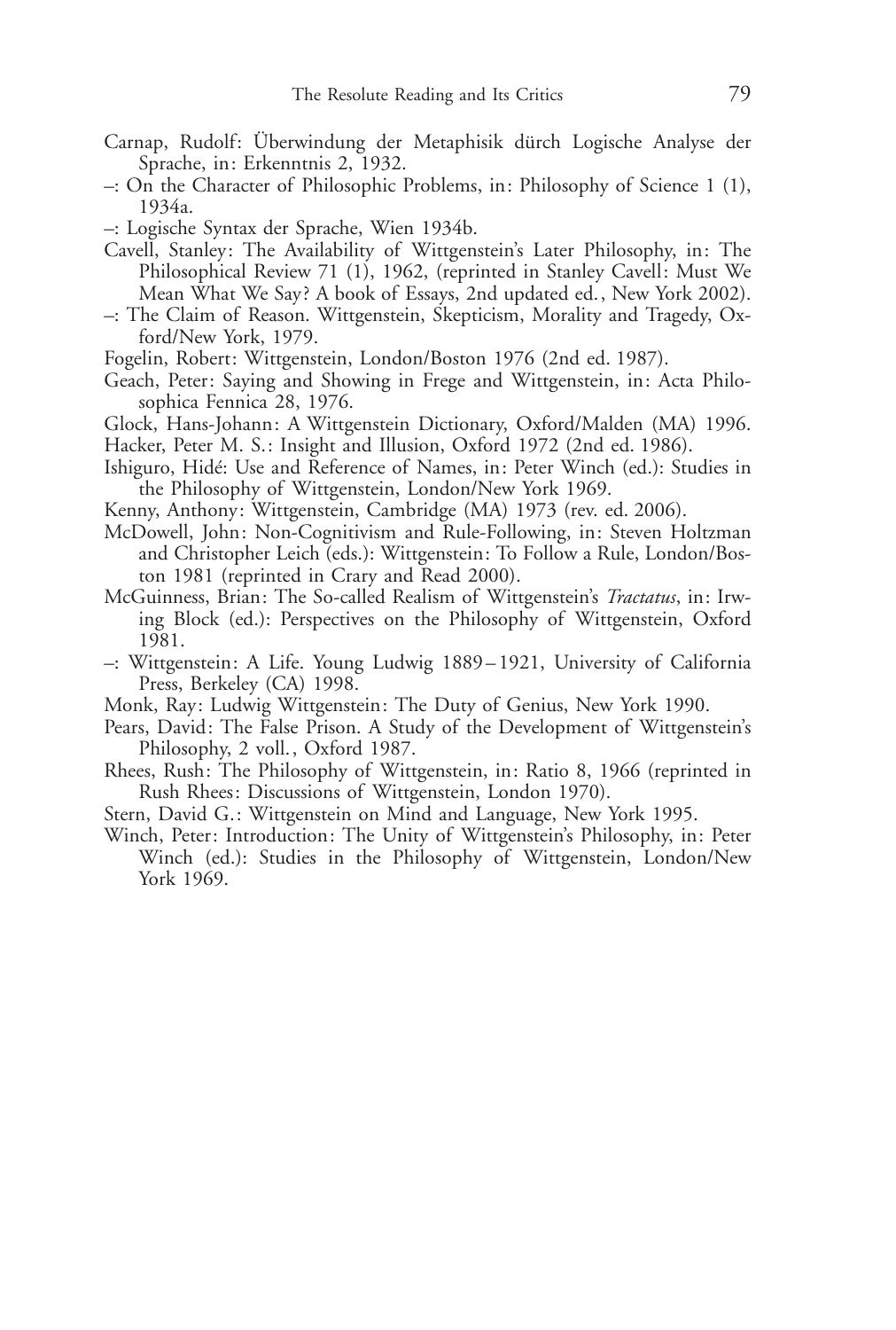Carnap, Rudolf: Überwindung der Metaphisik dürch Logische Analyse der Sprache, in: Erkenntnis 2, 1932.

–: On the Character of Philosophic Problems, in: Philosophy of Science 1 (1), 1934a.

–: Logische Syntax der Sprache, Wien 1934b.

Cavell, Stanley: The Availability of Wittgenstein's Later Philosophy, in: The Philosophical Review 71 (1), 1962, (reprinted in Stanley Cavell: Must We Mean What We Say? A book of Essays, 2nd updated ed., New York 2002).

–: The Claim of Reason. Wittgenstein, Skepticism, Morality and Tragedy, Oxford/New York, 1979.

Fogelin, Robert: Wittgenstein, London/Boston 1976 (2nd ed. 1987).

Geach, Peter: Saying and Showing in Frege and Wittgenstein, in: Acta Philosophica Fennica 28, 1976.

Glock, Hans-Johann: A Wittgenstein Dictionary, Oxford/Malden (MA) 1996.

Hacker, Peter M. S.: Insight and Illusion, Oxford 1972 (2nd ed. 1986).

Ishiguro, Hidé: Use and Reference of Names, in: Peter Winch (ed.): Studies in the Philosophy of Wittgenstein, London/New York 1969.

Kenny, Anthony: Wittgenstein, Cambridge (MA) 1973 (rev. ed. 2006).

McDowell, John: Non-Cognitivism and Rule-Following, in: Steven Holtzman and Christopher Leich (eds.): Wittgenstein: To Follow a Rule, London/Boston 1981 (reprinted in Crary and Read 2000).

McGuinness, Brian: The So-called Realism of Wittgenstein's *Tractatus*, in: Irwing Block (ed.): Perspectives on the Philosophy of Wittgenstein, Oxford 1981.

–: Wittgenstein: A Life. Young Ludwig 1889–1921, University of California Press, Berkeley (CA) 1998.

Monk, Ray: Ludwig Wittgenstein: The Duty of Genius, New York 1990.

Pears, David: The False Prison. A Study of the Development of Wittgenstein's Philosophy, 2 voll., Oxford 1987.

Rhees, Rush: The Philosophy of Wittgenstein, in: Ratio 8, 1966 (reprinted in Rush Rhees: Discussions of Wittgenstein, London 1970).

Stern, David G.: Wittgenstein on Mind and Language, New York 1995.

Winch, Peter: Introduction: The Unity of Wittgenstein's Philosophy, in: Peter Winch (ed.): Studies in the Philosophy of Wittgenstein, London/New York 1969.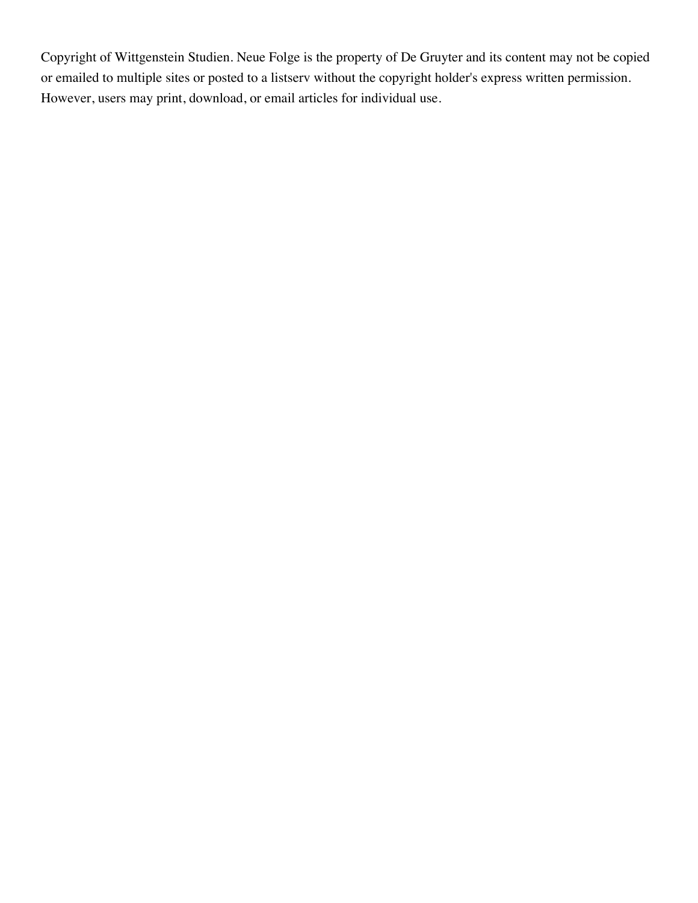Copyright of Wittgenstein Studien. Neue Folge is the property of De Gruyter and its content may not be copied or emailed to multiple sites or posted to a listserv without the copyright holder's express written permission. However, users may print, download, or email articles for individual use.